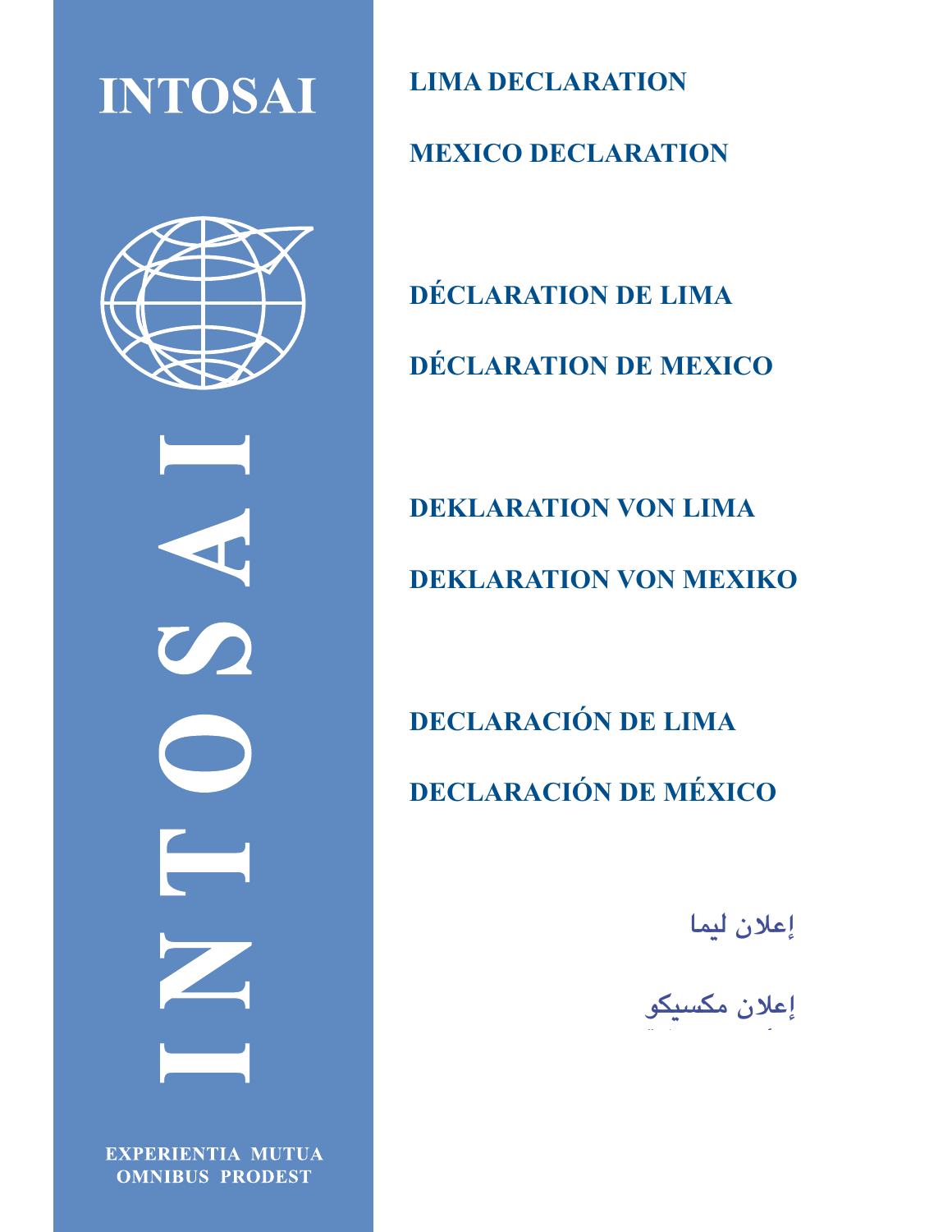# INTOSAI

INTOSAI

EXPERIENTIA MUTUA
OMNIBUS PRODEST

## LIMA DECLARATION

## MEXICO DECLARATION

## DÉCLARATION DE LIMA

## DÉCLARATION DE MEXICO

## DEKLARATION VON LIMA

## DEKLARATION VON MEXIKO

## DECLARACIÓN DE LIMA

## DECLARACIÓN DE MÉXICO

## إعلان ليما

## إعلان مكسيكو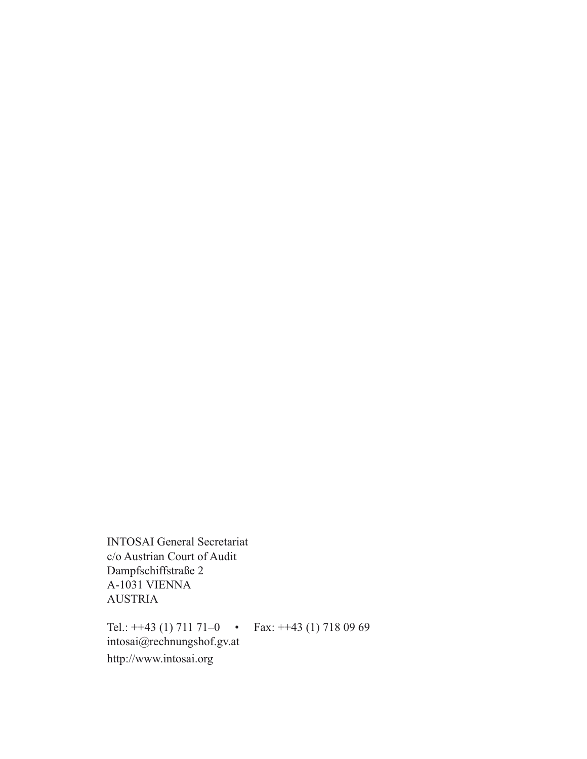INTOSAI General Secretariat
c/o Austrian Court of Audit
Dampfschiffstraße 2
A-1031 VIENNA
AUSTRIA

Tel.: ++43 (1) 711 71–0 • Fax: ++43 (1) 718 09 69
intosai@rechnungshof.gv.at
http://www.intosai.org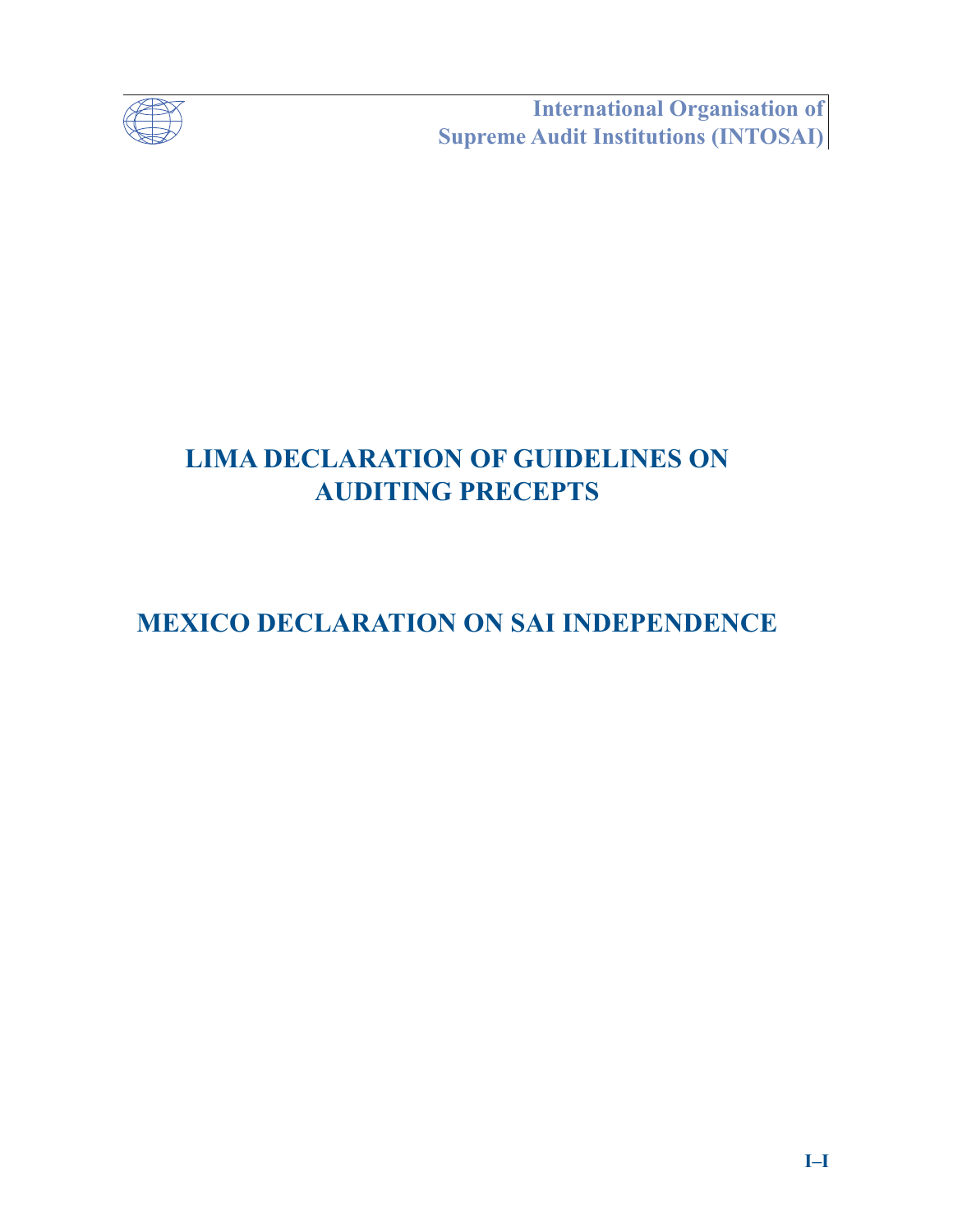# LIMA DECLARATION OF GUIDELINES ON AUDITING PRECEPTS

# MEXICO DECLARATION ON SAI INDEPENDENCE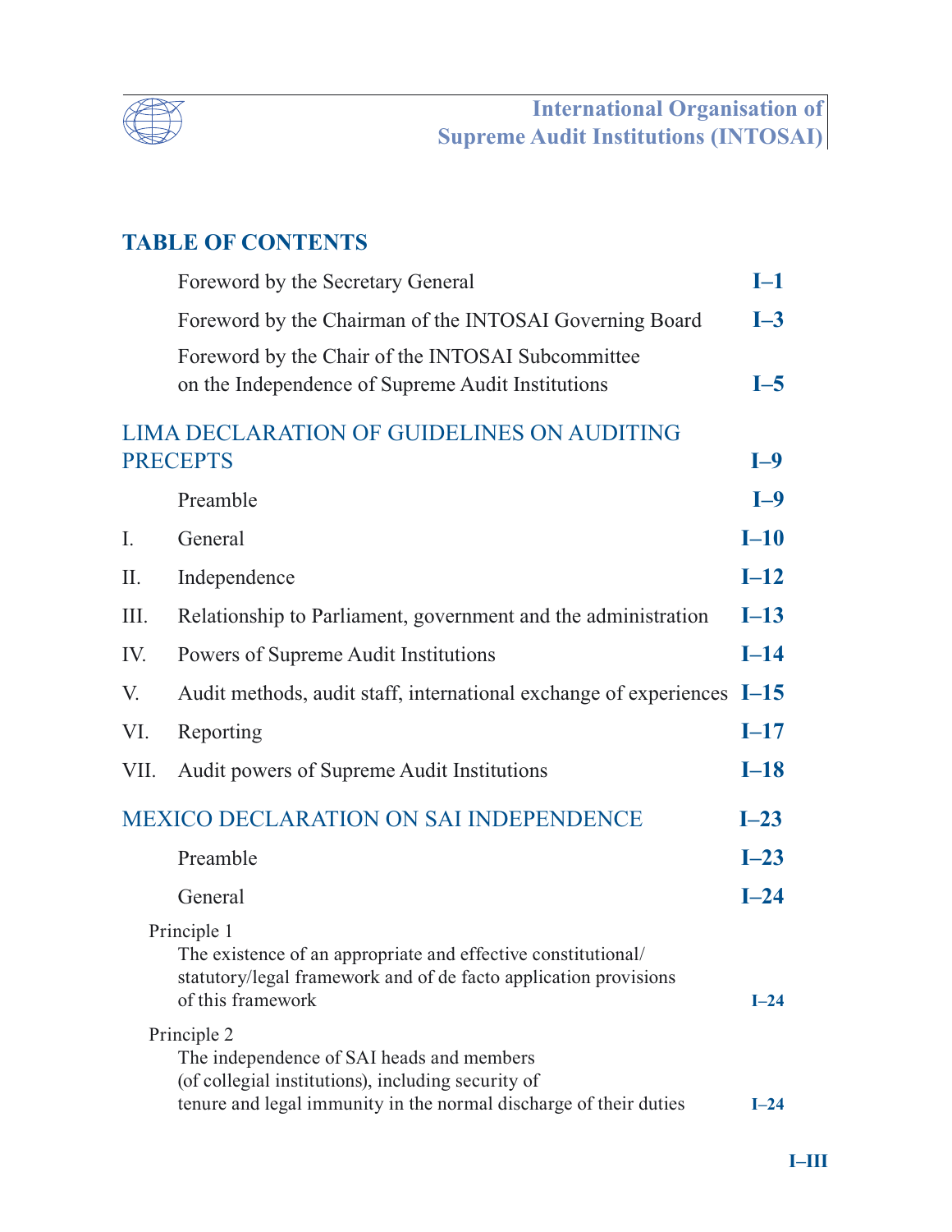## TABLE OF CONTENTS

| | | |
|---|---|---|
| | Foreword by the Secretary General | I–1 |
| | Foreword by the Chairman of the INTOSAI Governing Board | I–3 |
| | Foreword by the Chair of the INTOSAI Subcommittee on the Independence of Supreme Audit Institutions | I–5 |
| **LIMA DECLARATION OF GUIDELINES ON AUDITING PRECEPTS** | | I–9 |
| | Preamble | I–9 |
| I. | General | I–10 |
| II. | Independence | I–12 |
| III. | Relationship to Parliament, government and the administration | I–13 |
| IV. | Powers of Supreme Audit Institutions | I–14 |
| V. | Audit methods, audit staff, international exchange of experiences | I–15 |
| VI. | Reporting | I–17 |
| VII. | Audit powers of Supreme Audit Institutions | I–18 |
| **MEXICO DECLARATION ON SAI INDEPENDENCE** | | I–23 |
| | Preamble | I–23 |
| | General | I–24 |
| Principle 1 | The existence of an appropriate and effective constitutional/statutory/legal framework and of de facto application provisions of this framework | I–24 |
| Principle 2 | The independence of SAI heads and members (of collegial institutions), including security of tenure and legal immunity in the normal discharge of their duties | I–24 |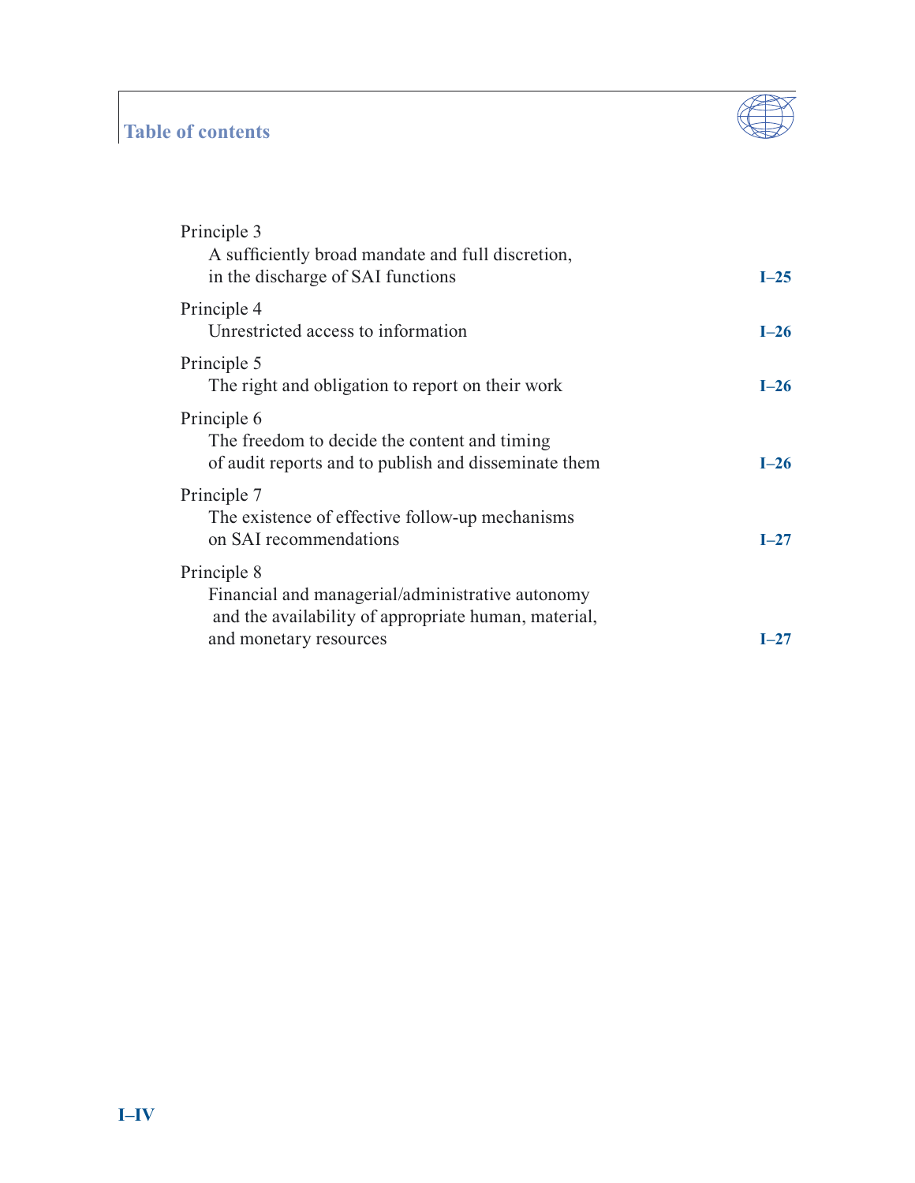## Table of contents

Principle 3
A sufficiently broad mandate and full discretion, in the discharge of SAI functions — **I–25**

Principle 4
Unrestricted access to information — **I–26**

Principle 5
The right and obligation to report on their work — **I–26**

Principle 6
The freedom to decide the content and timing of audit reports and to publish and disseminate them — **I–26**

Principle 7
The existence of effective follow-up mechanisms on SAI recommendations — **I–27**

Principle 8
Financial and managerial/administrative autonomy and the availability of appropriate human, material, and monetary resources — **I–27**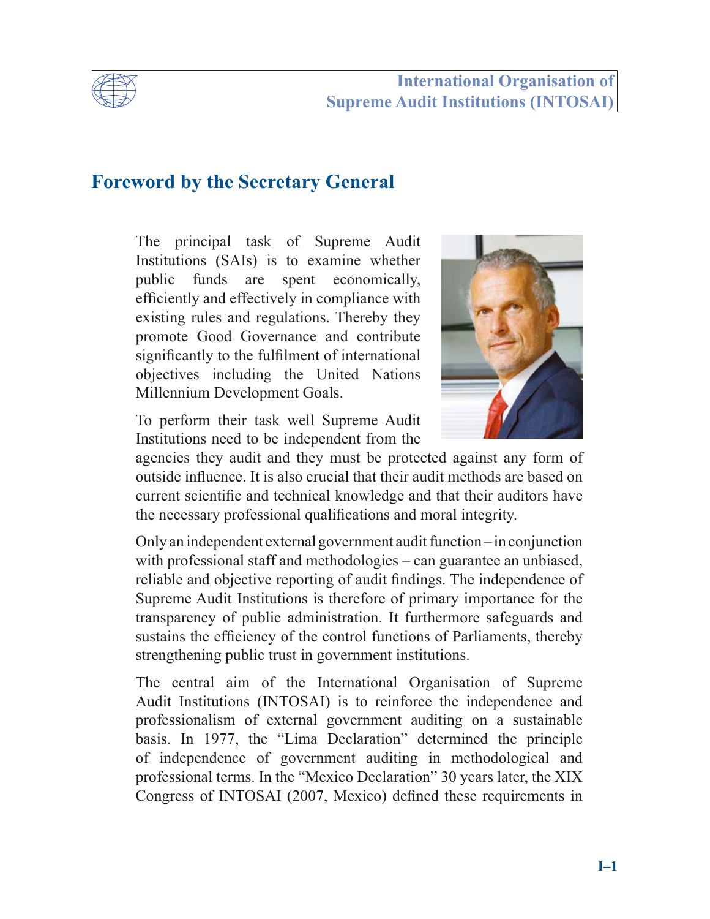# Foreword by the Secretary General

The principal task of Supreme Audit Institutions (SAIs) is to examine whether public funds are spent economically, efficiently and effectively in compliance with existing rules and regulations. Thereby they promote Good Governance and contribute significantly to the fulfilment of international objectives including the United Nations Millennium Development Goals.

To perform their task well Supreme Audit Institutions need to be independent from the agencies they audit and they must be protected against any form of outside influence. It is also crucial that their audit methods are based on current scientific and technical knowledge and that their auditors have the necessary professional qualifications and moral integrity.

Only an independent external government audit function – in conjunction with professional staff and methodologies – can guarantee an unbiased, reliable and objective reporting of audit findings. The independence of Supreme Audit Institutions is therefore of primary importance for the transparency of public administration. It furthermore safeguards and sustains the efficiency of the control functions of Parliaments, thereby strengthening public trust in government institutions.

The central aim of the International Organisation of Supreme Audit Institutions (INTOSAI) is to reinforce the independence and professionalism of external government auditing on a sustainable basis. In 1977, the "Lima Declaration" determined the principle of independence of government auditing in methodological and professional terms. In the "Mexico Declaration" 30 years later, the XIX Congress of INTOSAI (2007, Mexico) defined these requirements in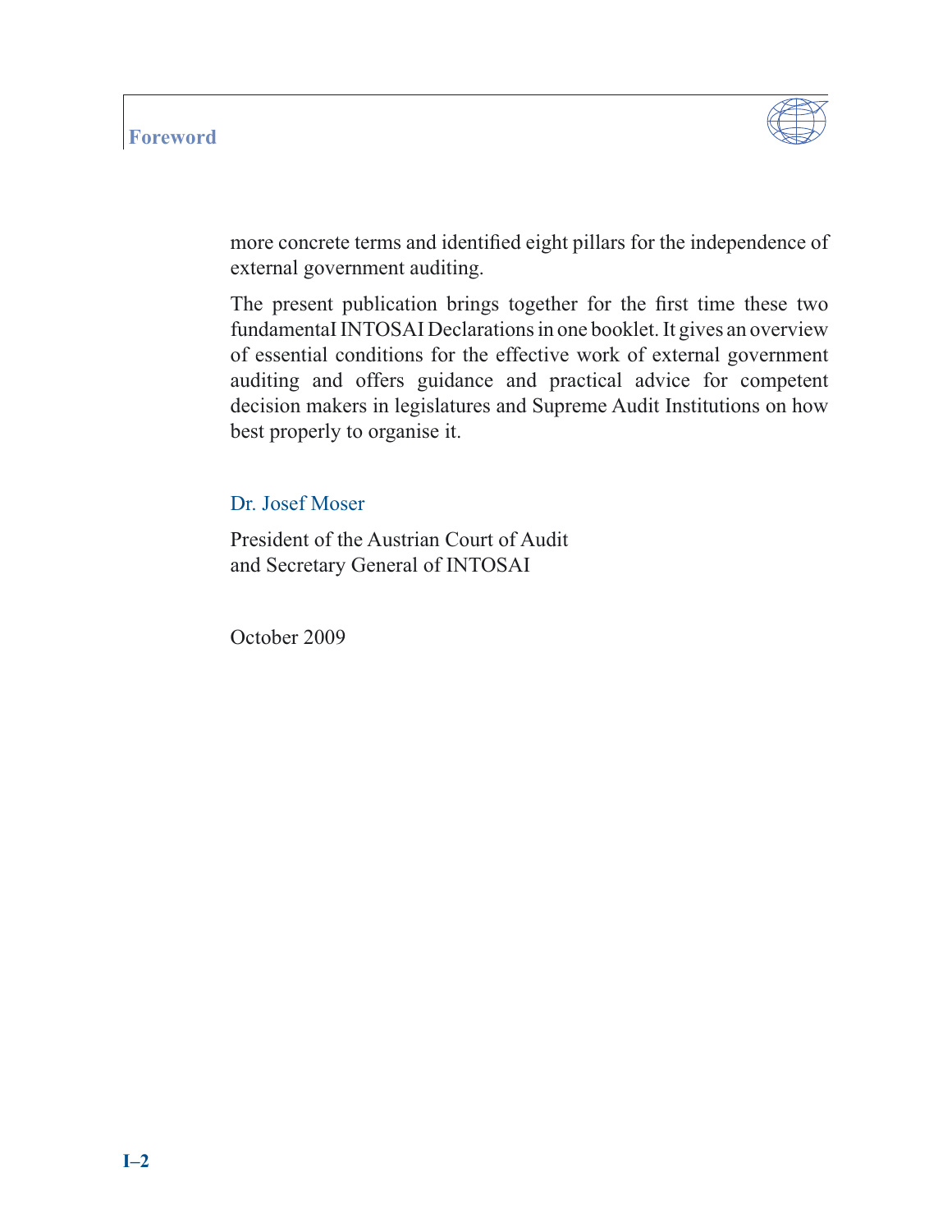more concrete terms and identified eight pillars for the independence of external government auditing.

The present publication brings together for the first time these two fundamentaI INTOSAI Declarations in one booklet. It gives an overview of essential conditions for the effective work of external government auditing and offers guidance and practical advice for competent decision makers in legislatures and Supreme Audit Institutions on how best properly to organise it.

Dr. Josef Moser

President of the Austrian Court of Audit
and Secretary General of INTOSAI

October 2009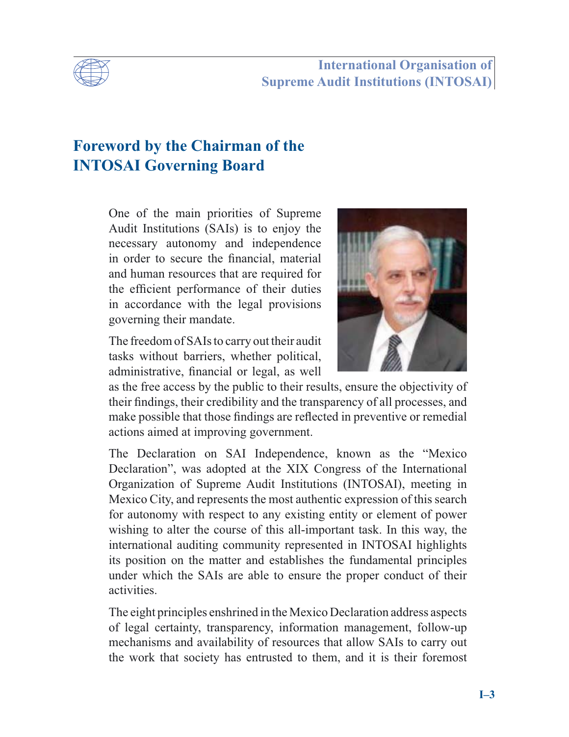## Foreword by the Chairman of the INTOSAI Governing Board

One of the main priorities of Supreme Audit Institutions (SAIs) is to enjoy the necessary autonomy and independence in order to secure the financial, material and human resources that are required for the efficient performance of their duties in accordance with the legal provisions governing their mandate.

The freedom of SAIs to carry out their audit tasks without barriers, whether political, administrative, financial or legal, as well as the free access by the public to their results, ensure the objectivity of their findings, their credibility and the transparency of all processes, and make possible that those findings are reflected in preventive or remedial actions aimed at improving government.

The Declaration on SAI Independence, known as the "Mexico Declaration", was adopted at the XIX Congress of the International Organization of Supreme Audit Institutions (INTOSAI), meeting in Mexico City, and represents the most authentic expression of this search for autonomy with respect to any existing entity or element of power wishing to alter the course of this all-important task. In this way, the international auditing community represented in INTOSAI highlights its position on the matter and establishes the fundamental principles under which the SAIs are able to ensure the proper conduct of their activities.

The eight principles enshrined in the Mexico Declaration address aspects of legal certainty, transparency, information management, follow-up mechanisms and availability of resources that allow SAIs to carry out the work that society has entrusted to them, and it is their foremost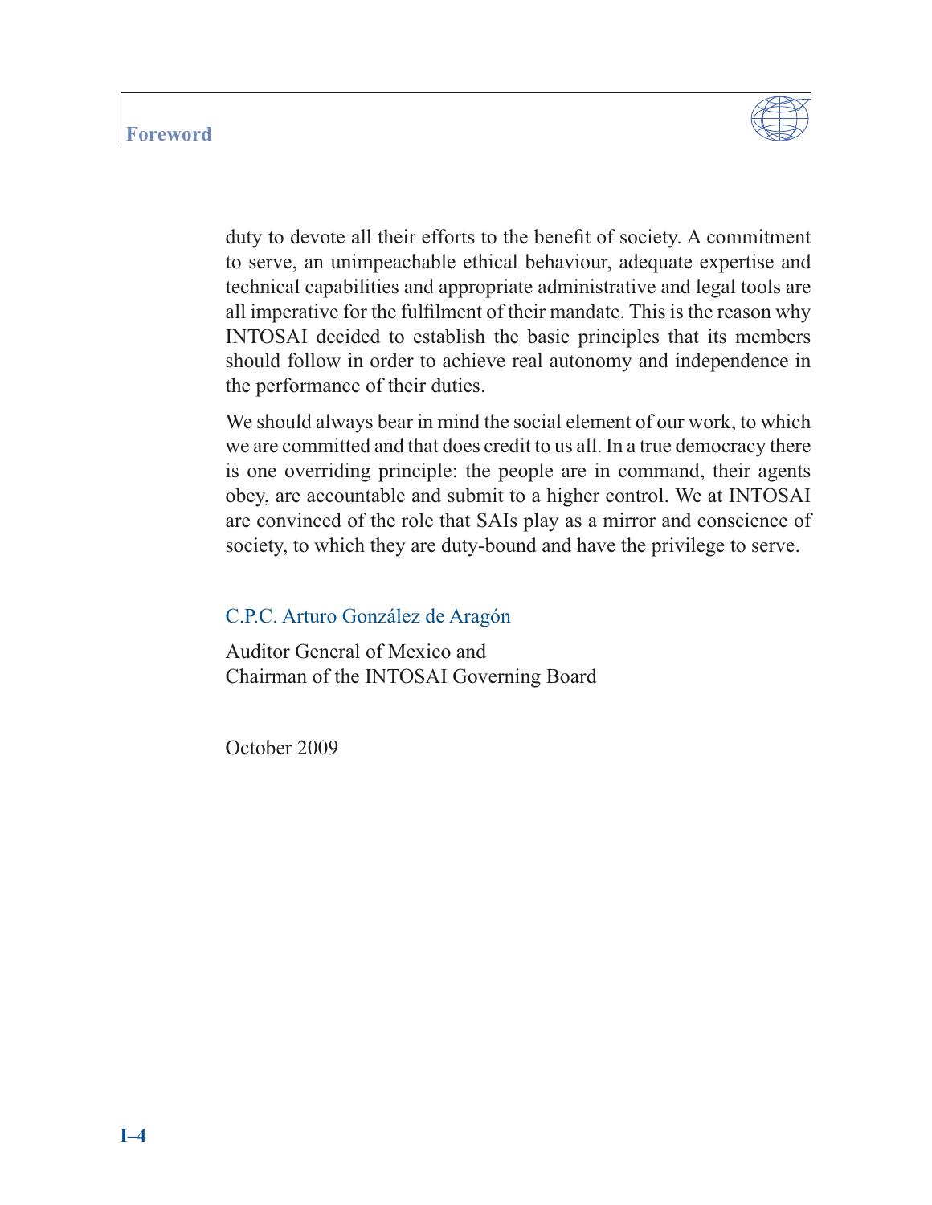duty to devote all their efforts to the benefit of society. A commitment to serve, an unimpeachable ethical behaviour, adequate expertise and technical capabilities and appropriate administrative and legal tools are all imperative for the fulfilment of their mandate. This is the reason why INTOSAI decided to establish the basic principles that its members should follow in order to achieve real autonomy and independence in the performance of their duties.

We should always bear in mind the social element of our work, to which we are committed and that does credit to us all. In a true democracy there is one overriding principle: the people are in command, their agents obey, are accountable and submit to a higher control. We at INTOSAI are convinced of the role that SAIs play as a mirror and conscience of society, to which they are duty-bound and have the privilege to serve.

C.P.C. Arturo González de Aragón

Auditor General of Mexico and
Chairman of the INTOSAI Governing Board

October 2009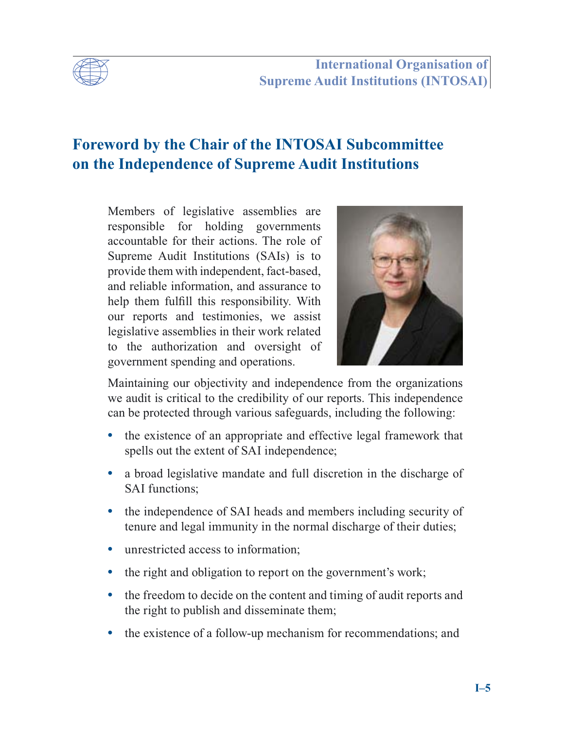## Foreword by the Chair of the INTOSAI Subcommittee on the Independence of Supreme Audit Institutions

Members of legislative assemblies are responsible for holding governments accountable for their actions. The role of Supreme Audit Institutions (SAIs) is to provide them with independent, fact-based, and reliable information, and assurance to help them fulfill this responsibility. With our reports and testimonies, we assist legislative assemblies in their work related to the authorization and oversight of government spending and operations.

Maintaining our objectivity and independence from the organizations we audit is critical to the credibility of our reports. This independence can be protected through various safeguards, including the following:

- the existence of an appropriate and effective legal framework that spells out the extent of SAI independence;
- a broad legislative mandate and full discretion in the discharge of SAI functions;
- the independence of SAI heads and members including security of tenure and legal immunity in the normal discharge of their duties;
- unrestricted access to information;
- the right and obligation to report on the government's work;
- the freedom to decide on the content and timing of audit reports and the right to publish and disseminate them;
- the existence of a follow-up mechanism for recommendations; and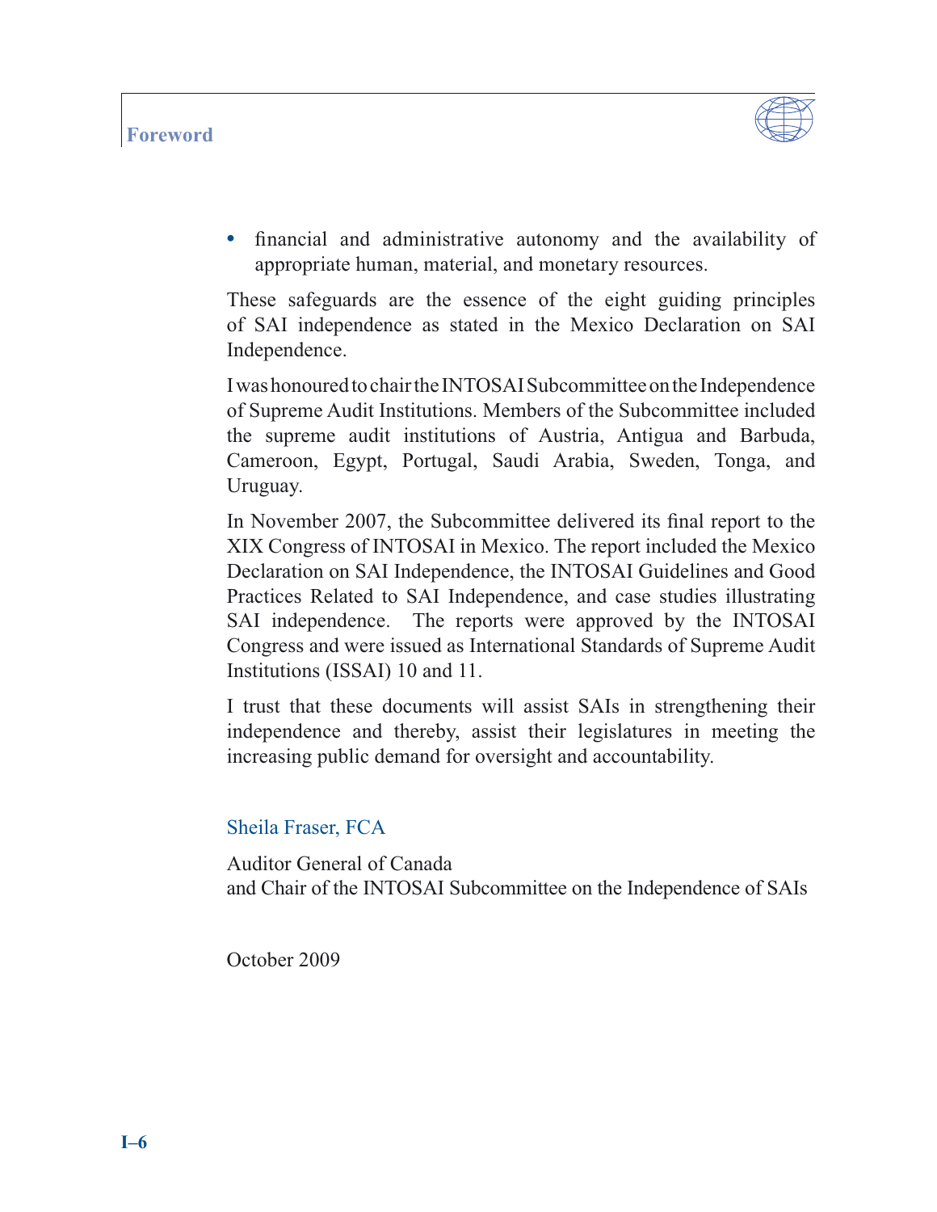- financial and administrative autonomy and the availability of appropriate human, material, and monetary resources.

These safeguards are the essence of the eight guiding principles of SAI independence as stated in the Mexico Declaration on SAI Independence.

I was honoured to chair the INTOSAI Subcommittee on the Independence of Supreme Audit Institutions. Members of the Subcommittee included the supreme audit institutions of Austria, Antigua and Barbuda, Cameroon, Egypt, Portugal, Saudi Arabia, Sweden, Tonga, and Uruguay.

In November 2007, the Subcommittee delivered its final report to the XIX Congress of INTOSAI in Mexico. The report included the Mexico Declaration on SAI Independence, the INTOSAI Guidelines and Good Practices Related to SAI Independence, and case studies illustrating SAI independence. The reports were approved by the INTOSAI Congress and were issued as International Standards of Supreme Audit Institutions (ISSAI) 10 and 11.

I trust that these documents will assist SAIs in strengthening their independence and thereby, assist their legislatures in meeting the increasing public demand for oversight and accountability.

Sheila Fraser, FCA

Auditor General of Canada
and Chair of the INTOSAI Subcommittee on the Independence of SAIs

October 2009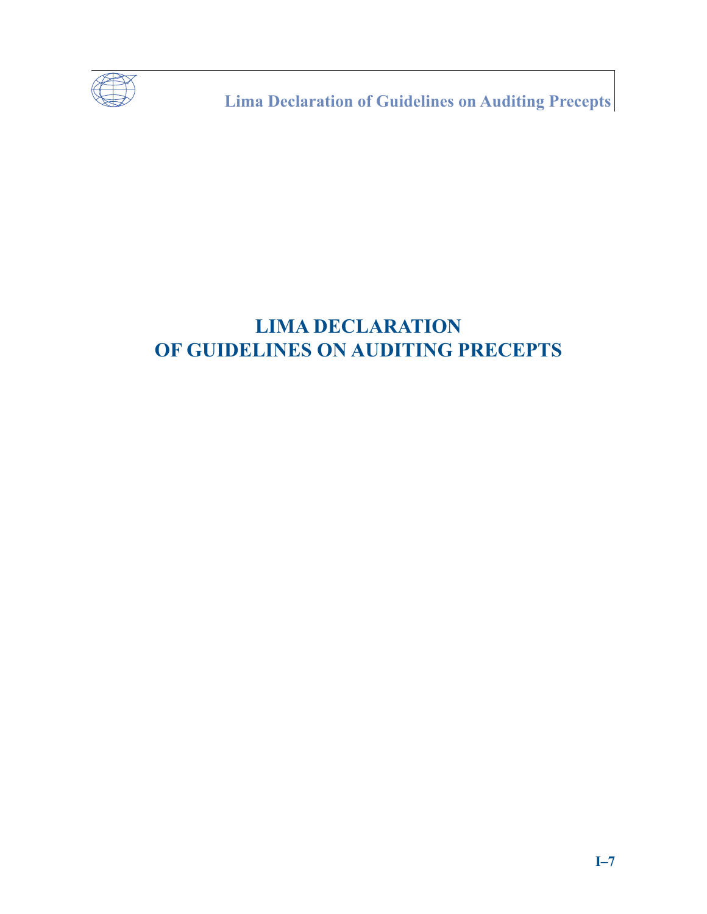# LIMA DECLARATION OF GUIDELINES ON AUDITING PRECEPTS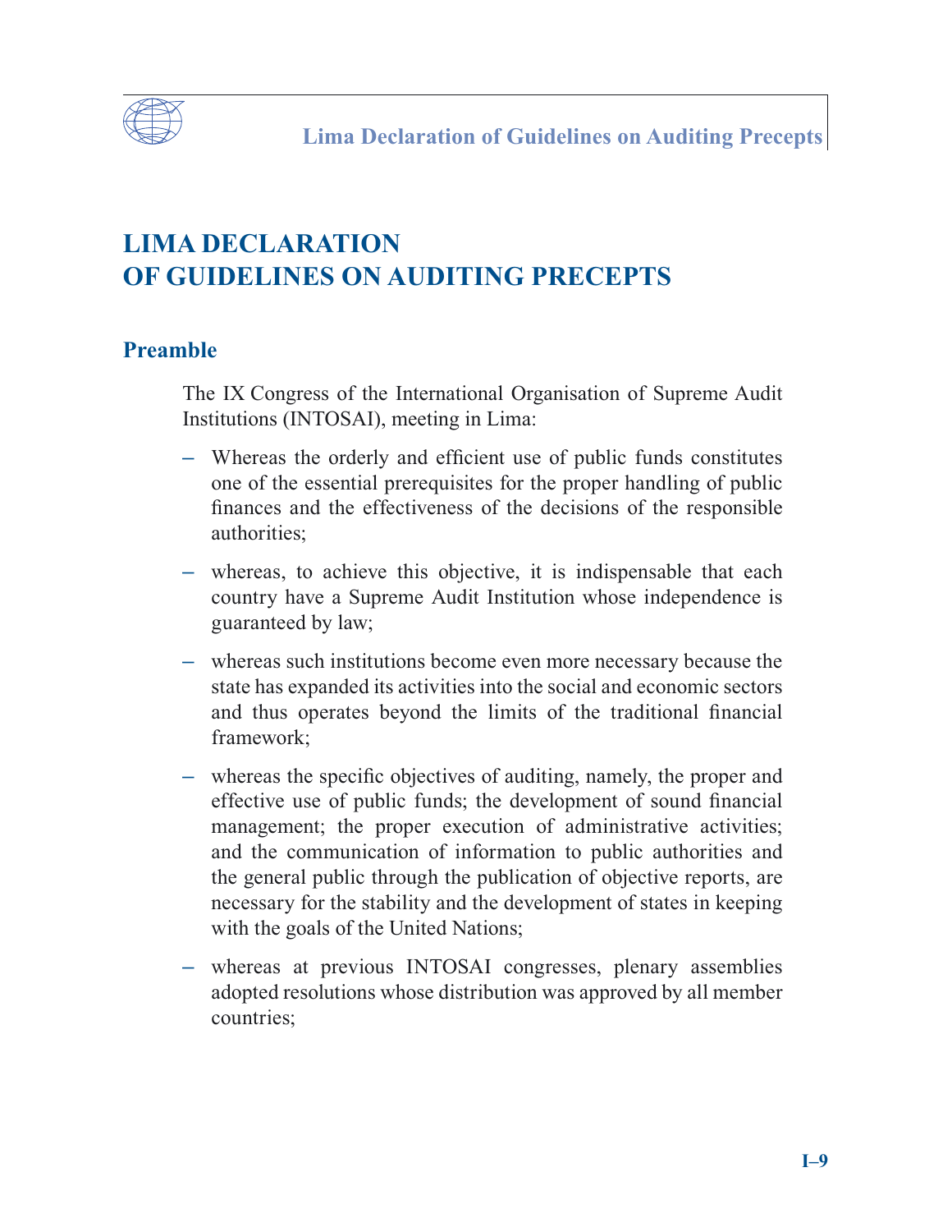# LIMA DECLARATION OF GUIDELINES ON AUDITING PRECEPTS

## Preamble

The IX Congress of the International Organisation of Supreme Audit Institutions (INTOSAI), meeting in Lima:

- Whereas the orderly and efficient use of public funds constitutes one of the essential prerequisites for the proper handling of public finances and the effectiveness of the decisions of the responsible authorities;
- whereas, to achieve this objective, it is indispensable that each country have a Supreme Audit Institution whose independence is guaranteed by law;
- whereas such institutions become even more necessary because the state has expanded its activities into the social and economic sectors and thus operates beyond the limits of the traditional financial framework;
- whereas the specific objectives of auditing, namely, the proper and effective use of public funds; the development of sound financial management; the proper execution of administrative activities; and the communication of information to public authorities and the general public through the publication of objective reports, are necessary for the stability and the development of states in keeping with the goals of the United Nations;
- whereas at previous INTOSAI congresses, plenary assemblies adopted resolutions whose distribution was approved by all member countries;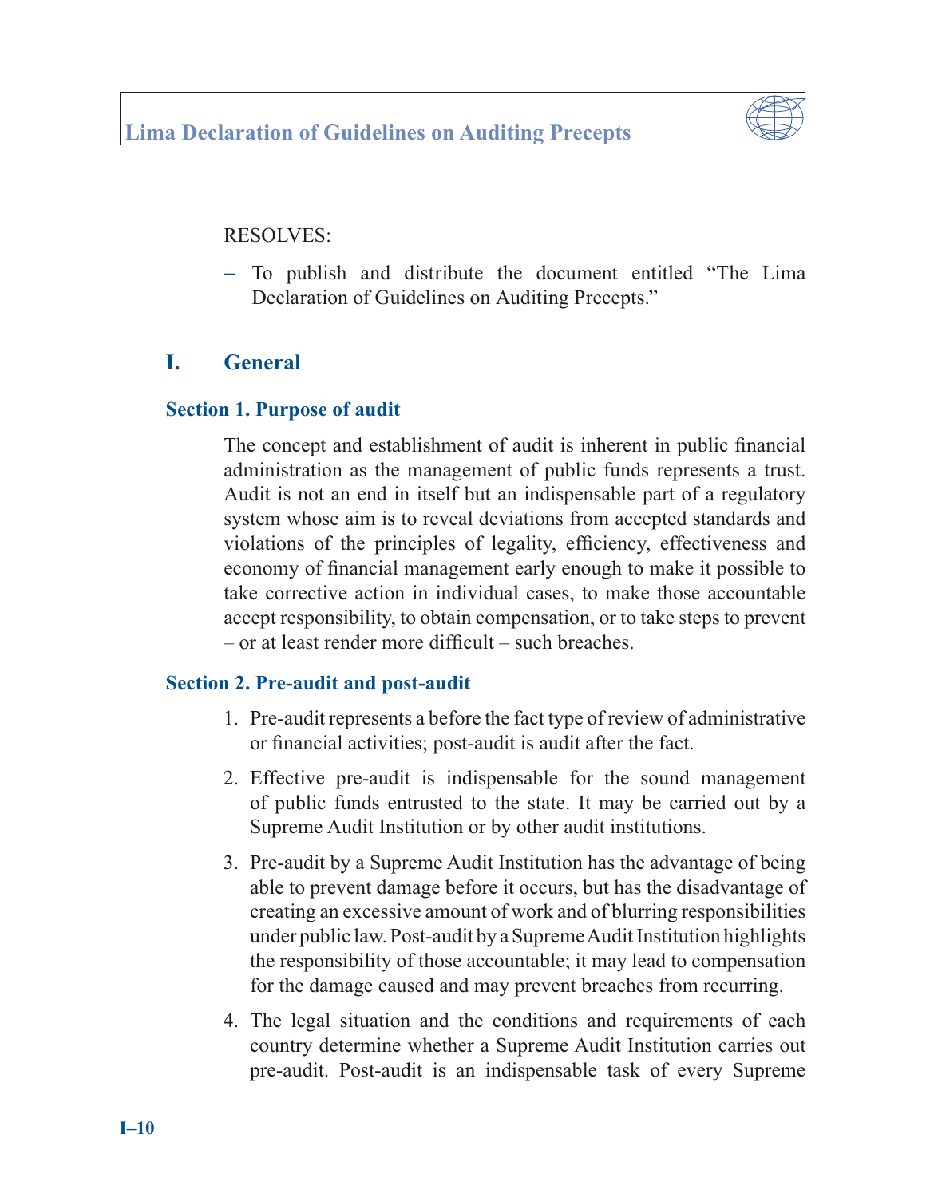RESOLVES:

– To publish and distribute the document entitled "The Lima Declaration of Guidelines on Auditing Precepts."

## I. General

### Section 1. Purpose of audit

The concept and establishment of audit is inherent in public financial administration as the management of public funds represents a trust. Audit is not an end in itself but an indispensable part of a regulatory system whose aim is to reveal deviations from accepted standards and violations of the principles of legality, efficiency, effectiveness and economy of financial management early enough to make it possible to take corrective action in individual cases, to make those accountable accept responsibility, to obtain compensation, or to take steps to prevent – or at least render more difficult – such breaches.

### Section 2. Pre-audit and post-audit

1. Pre-audit represents a before the fact type of review of administrative or financial activities; post-audit is audit after the fact.
2. Effective pre-audit is indispensable for the sound management of public funds entrusted to the state. It may be carried out by a Supreme Audit Institution or by other audit institutions.
3. Pre-audit by a Supreme Audit Institution has the advantage of being able to prevent damage before it occurs, but has the disadvantage of creating an excessive amount of work and of blurring responsibilities under public law. Post-audit by a Supreme Audit Institution highlights the responsibility of those accountable; it may lead to compensation for the damage caused and may prevent breaches from recurring.
4. The legal situation and the conditions and requirements of each country determine whether a Supreme Audit Institution carries out pre-audit. Post-audit is an indispensable task of every Supreme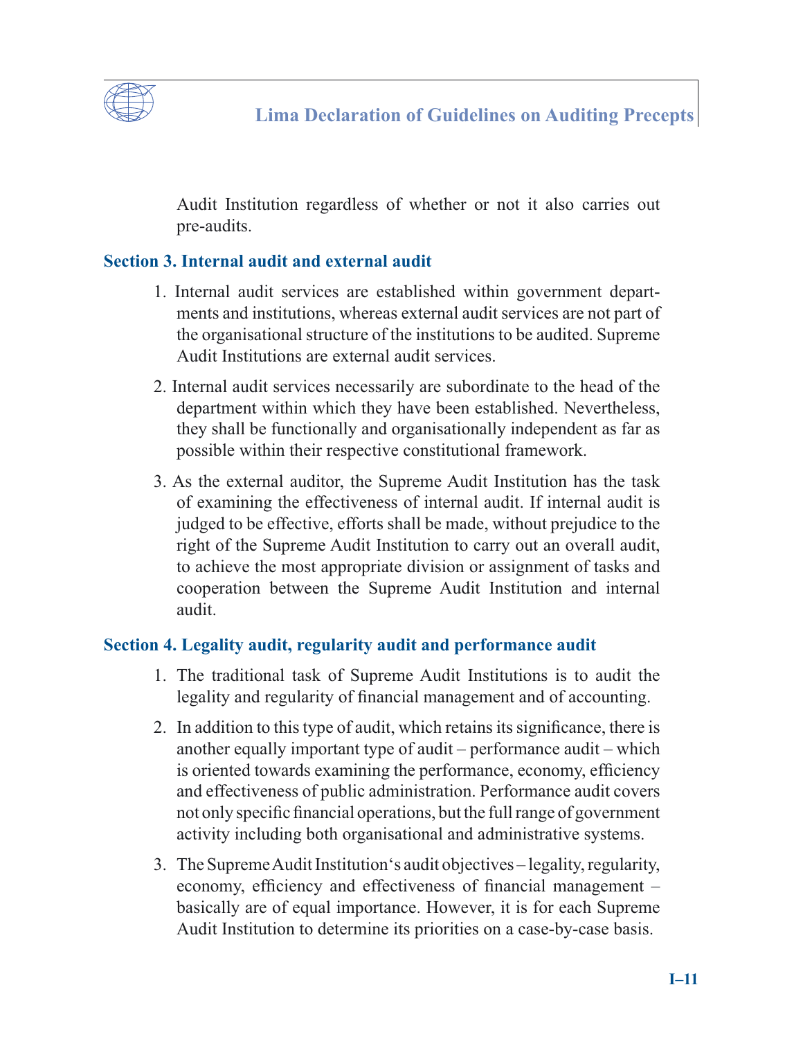Audit Institution regardless of whether or not it also carries out pre-audits.

### Section 3. Internal audit and external audit

1. Internal audit services are established within government departments and institutions, whereas external audit services are not part of the organisational structure of the institutions to be audited. Supreme Audit Institutions are external audit services.

2. Internal audit services necessarily are subordinate to the head of the department within which they have been established. Nevertheless, they shall be functionally and organisationally independent as far as possible within their respective constitutional framework.

3. As the external auditor, the Supreme Audit Institution has the task of examining the effectiveness of internal audit. If internal audit is judged to be effective, efforts shall be made, without prejudice to the right of the Supreme Audit Institution to carry out an overall audit, to achieve the most appropriate division or assignment of tasks and cooperation between the Supreme Audit Institution and internal audit.

### Section 4. Legality audit, regularity audit and performance audit

1. The traditional task of Supreme Audit Institutions is to audit the legality and regularity of financial management and of accounting.

2. In addition to this type of audit, which retains its significance, there is another equally important type of audit – performance audit – which is oriented towards examining the performance, economy, efficiency and effectiveness of public administration. Performance audit covers not only specific financial operations, but the full range of government activity including both organisational and administrative systems.

3. The Supreme Audit Institution's audit objectives – legality, regularity, economy, efficiency and effectiveness of financial management – basically are of equal importance. However, it is for each Supreme Audit Institution to determine its priorities on a case-by-case basis.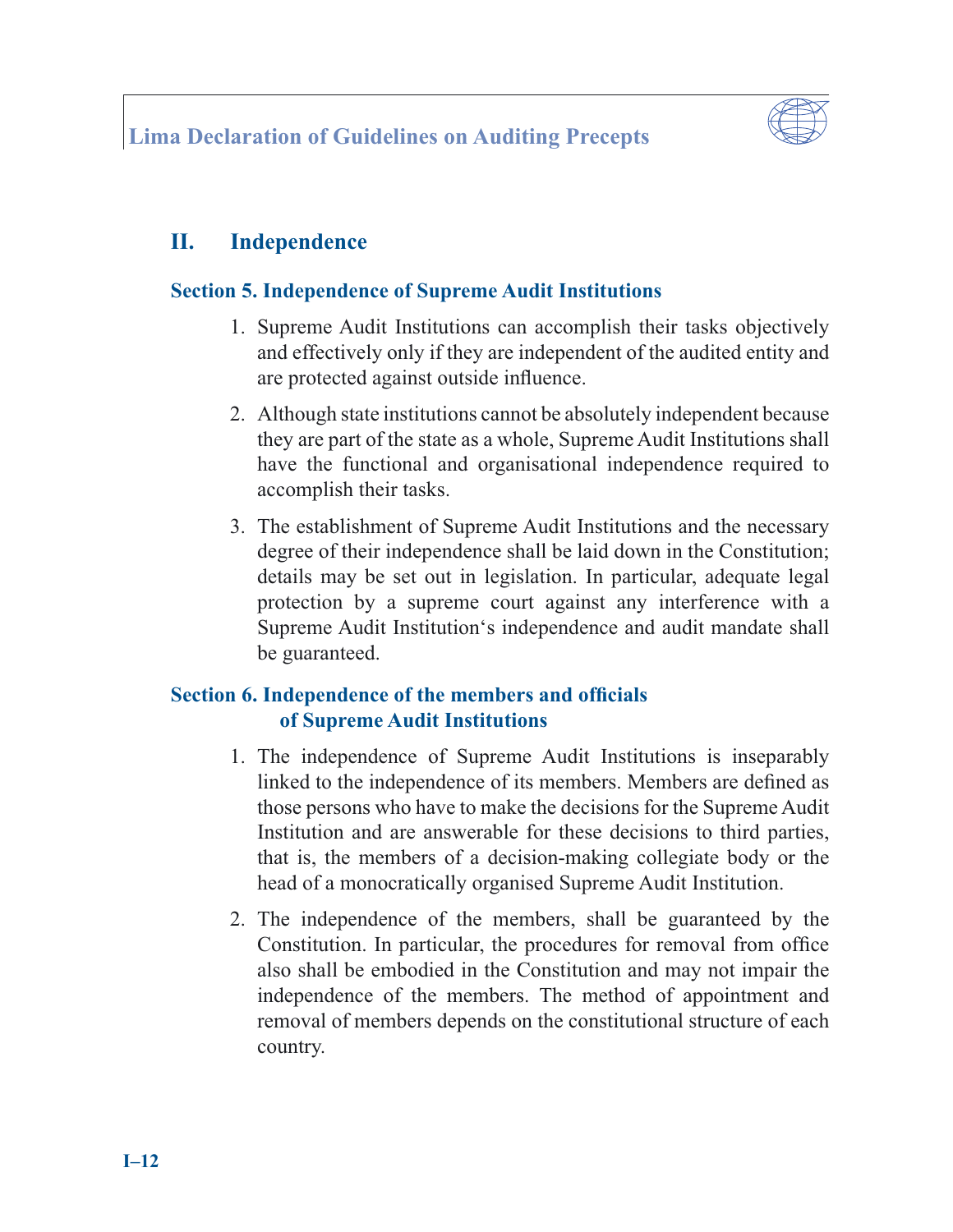## II. Independence

### Section 5. Independence of Supreme Audit Institutions

1. Supreme Audit Institutions can accomplish their tasks objectively and effectively only if they are independent of the audited entity and are protected against outside influence.

2. Although state institutions cannot be absolutely independent because they are part of the state as a whole, Supreme Audit Institutions shall have the functional and organisational independence required to accomplish their tasks.

3. The establishment of Supreme Audit Institutions and the necessary degree of their independence shall be laid down in the Constitution; details may be set out in legislation. In particular, adequate legal protection by a supreme court against any interference with a Supreme Audit Institution's independence and audit mandate shall be guaranteed.

### Section 6. Independence of the members and officials of Supreme Audit Institutions

1. The independence of Supreme Audit Institutions is inseparably linked to the independence of its members. Members are defined as those persons who have to make the decisions for the Supreme Audit Institution and are answerable for these decisions to third parties, that is, the members of a decision-making collegiate body or the head of a monocratically organised Supreme Audit Institution.

2. The independence of the members, shall be guaranteed by the Constitution. In particular, the procedures for removal from office also shall be embodied in the Constitution and may not impair the independence of the members. The method of appointment and removal of members depends on the constitutional structure of each country.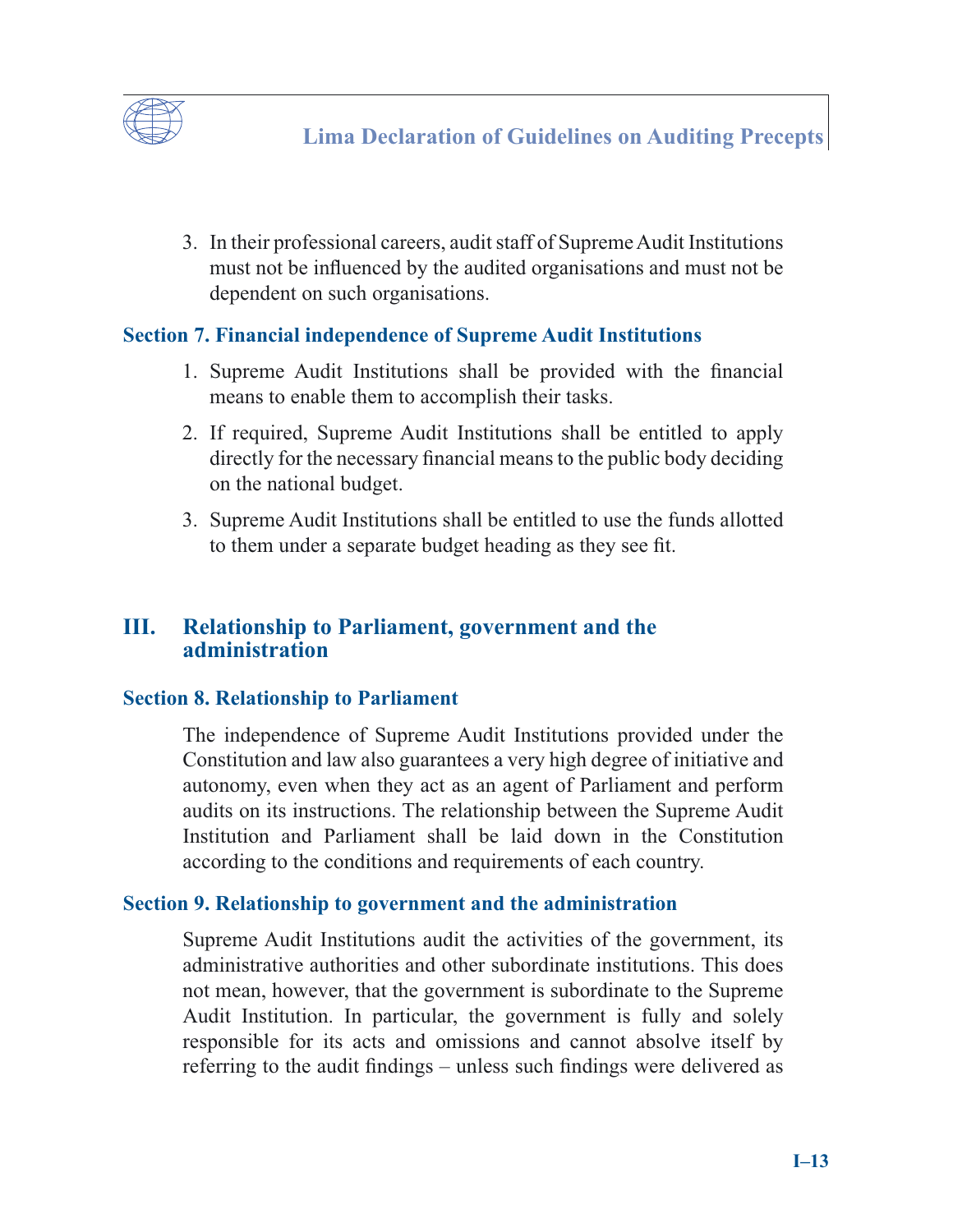3. In their professional careers, audit staff of Supreme Audit Institutions must not be influenced by the audited organisations and must not be dependent on such organisations.

### Section 7. Financial independence of Supreme Audit Institutions

1. Supreme Audit Institutions shall be provided with the financial means to enable them to accomplish their tasks.
2. If required, Supreme Audit Institutions shall be entitled to apply directly for the necessary financial means to the public body deciding on the national budget.
3. Supreme Audit Institutions shall be entitled to use the funds allotted to them under a separate budget heading as they see fit.

## III. Relationship to Parliament, government and the administration

### Section 8. Relationship to Parliament

The independence of Supreme Audit Institutions provided under the Constitution and law also guarantees a very high degree of initiative and autonomy, even when they act as an agent of Parliament and perform audits on its instructions. The relationship between the Supreme Audit Institution and Parliament shall be laid down in the Constitution according to the conditions and requirements of each country.

### Section 9. Relationship to government and the administration

Supreme Audit Institutions audit the activities of the government, its administrative authorities and other subordinate institutions. This does not mean, however, that the government is subordinate to the Supreme Audit Institution. In particular, the government is fully and solely responsible for its acts and omissions and cannot absolve itself by referring to the audit findings – unless such findings were delivered as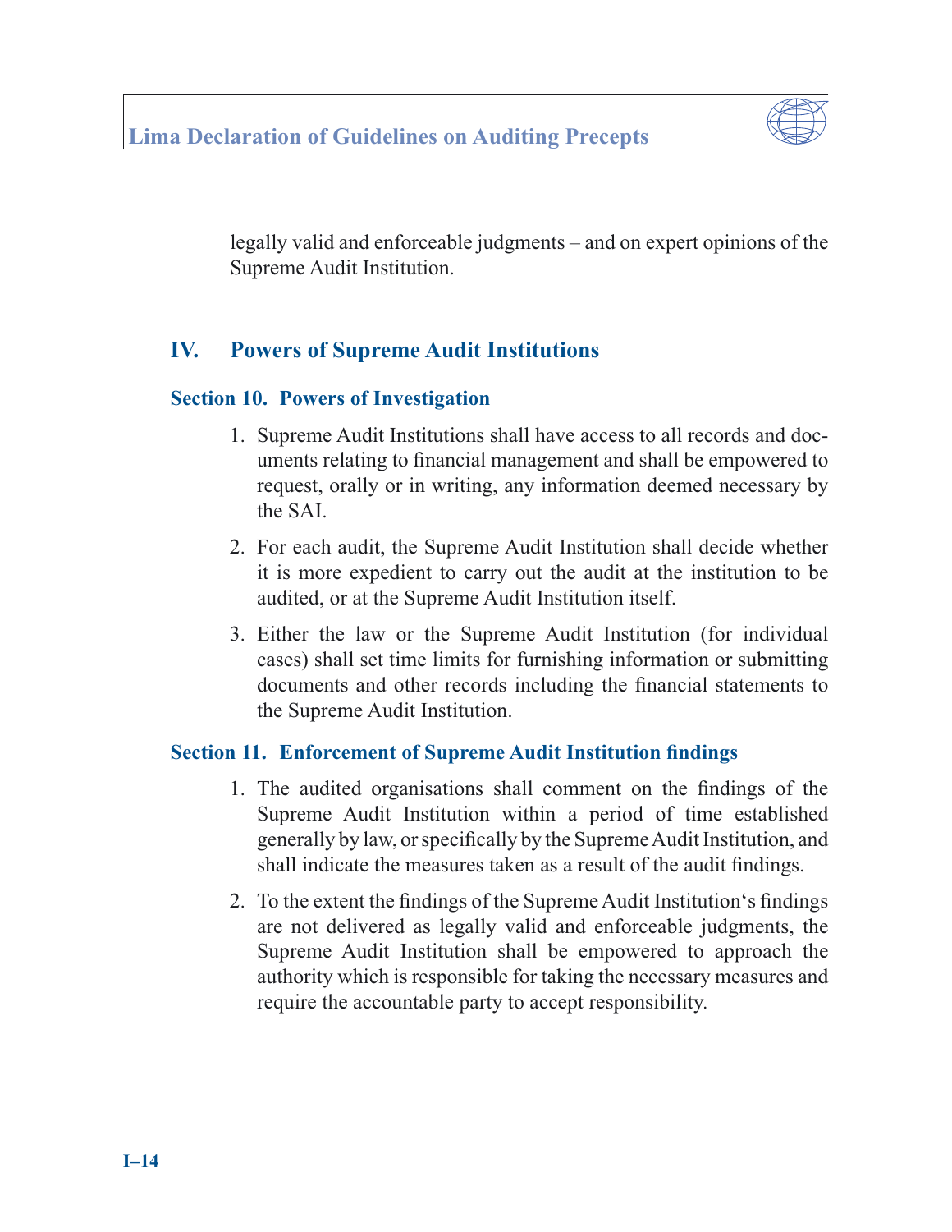legally valid and enforceable judgments – and on expert opinions of the Supreme Audit Institution.

## IV. Powers of Supreme Audit Institutions

### Section 10. Powers of Investigation

1. Supreme Audit Institutions shall have access to all records and documents relating to financial management and shall be empowered to request, orally or in writing, any information deemed necessary by the SAI.
2. For each audit, the Supreme Audit Institution shall decide whether it is more expedient to carry out the audit at the institution to be audited, or at the Supreme Audit Institution itself.
3. Either the law or the Supreme Audit Institution (for individual cases) shall set time limits for furnishing information or submitting documents and other records including the financial statements to the Supreme Audit Institution.

### Section 11. Enforcement of Supreme Audit Institution findings

1. The audited organisations shall comment on the findings of the Supreme Audit Institution within a period of time established generally by law, or specifically by the Supreme Audit Institution, and shall indicate the measures taken as a result of the audit findings.
2. To the extent the findings of the Supreme Audit Institution‘s findings are not delivered as legally valid and enforceable judgments, the Supreme Audit Institution shall be empowered to approach the authority which is responsible for taking the necessary measures and require the accountable party to accept responsibility.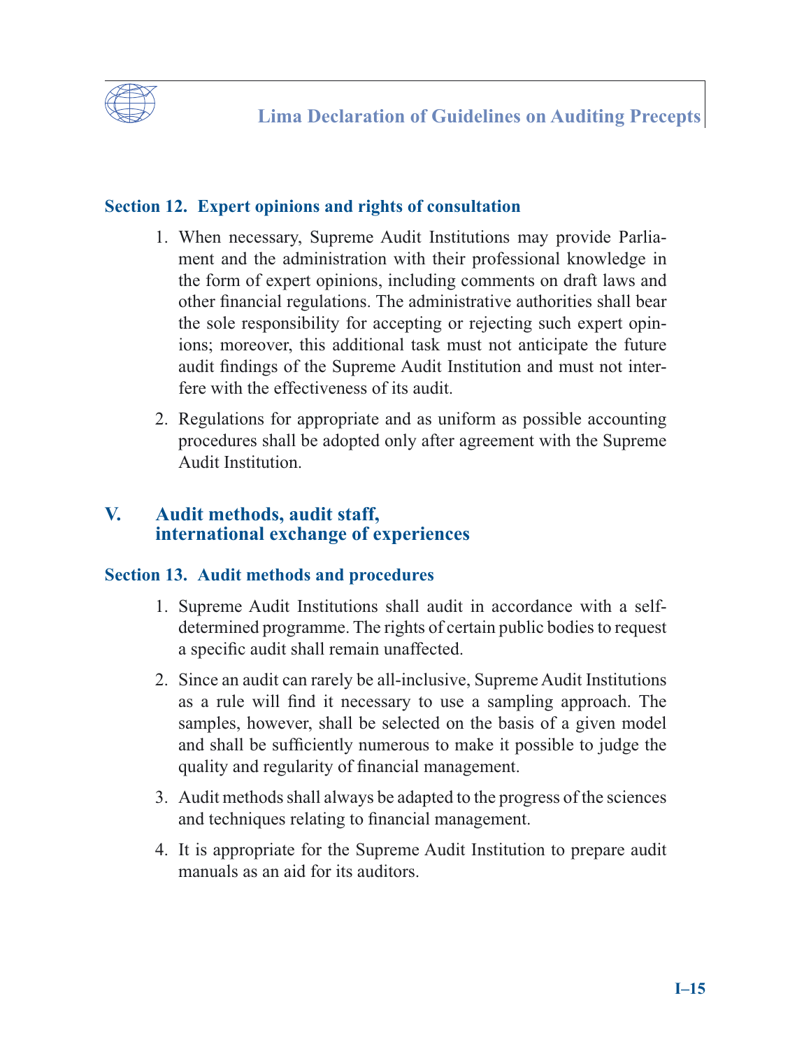### Section 12. Expert opinions and rights of consultation

1. When necessary, Supreme Audit Institutions may provide Parliament and the administration with their professional knowledge in the form of expert opinions, including comments on draft laws and other financial regulations. The administrative authorities shall bear the sole responsibility for accepting or rejecting such expert opinions; moreover, this additional task must not anticipate the future audit findings of the Supreme Audit Institution and must not interfere with the effectiveness of its audit.

2. Regulations for appropriate and as uniform as possible accounting procedures shall be adopted only after agreement with the Supreme Audit Institution.

## V. Audit methods, audit staff, international exchange of experiences

### Section 13. Audit methods and procedures

1. Supreme Audit Institutions shall audit in accordance with a self-determined programme. The rights of certain public bodies to request a specific audit shall remain unaffected.

2. Since an audit can rarely be all-inclusive, Supreme Audit Institutions as a rule will find it necessary to use a sampling approach. The samples, however, shall be selected on the basis of a given model and shall be sufficiently numerous to make it possible to judge the quality and regularity of financial management.

3. Audit methods shall always be adapted to the progress of the sciences and techniques relating to financial management.

4. It is appropriate for the Supreme Audit Institution to prepare audit manuals as an aid for its auditors.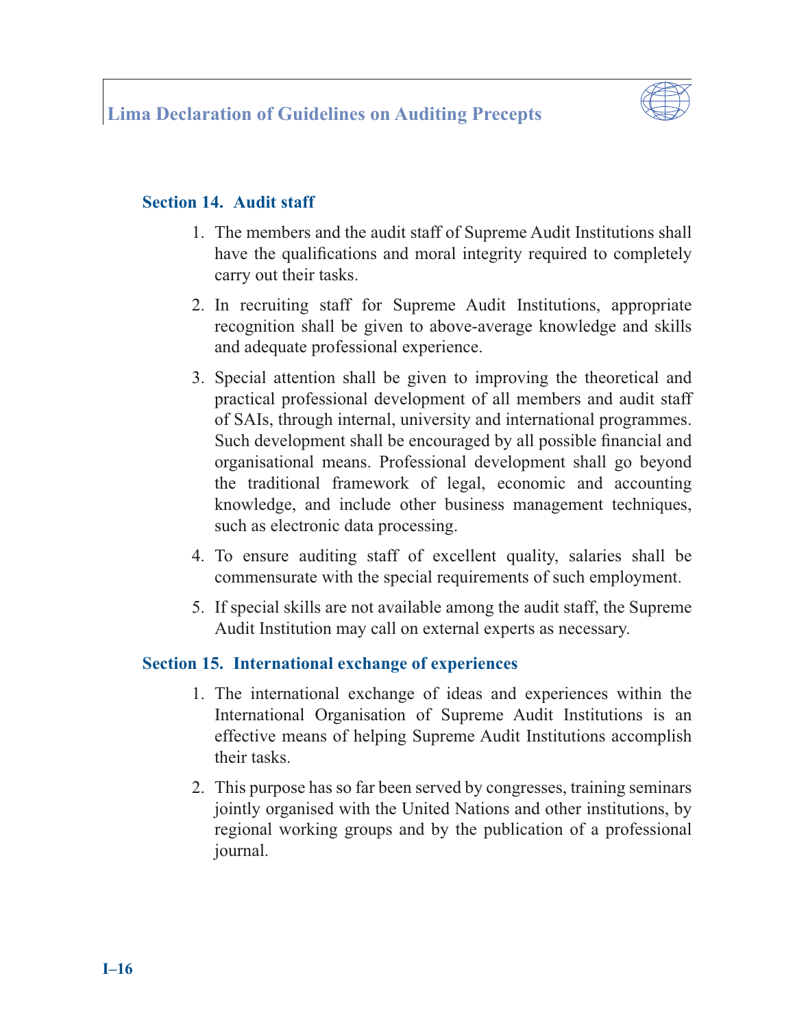## Section 14. Audit staff

1. The members and the audit staff of Supreme Audit Institutions shall have the qualifications and moral integrity required to completely carry out their tasks.

2. In recruiting staff for Supreme Audit Institutions, appropriate recognition shall be given to above-average knowledge and skills and adequate professional experience.

3. Special attention shall be given to improving the theoretical and practical professional development of all members and audit staff of SAIs, through internal, university and international programmes. Such development shall be encouraged by all possible financial and organisational means. Professional development shall go beyond the traditional framework of legal, economic and accounting knowledge, and include other business management techniques, such as electronic data processing.

4. To ensure auditing staff of excellent quality, salaries shall be commensurate with the special requirements of such employment.

5. If special skills are not available among the audit staff, the Supreme Audit Institution may call on external experts as necessary.

## Section 15. International exchange of experiences

1. The international exchange of ideas and experiences within the International Organisation of Supreme Audit Institutions is an effective means of helping Supreme Audit Institutions accomplish their tasks.

2. This purpose has so far been served by congresses, training seminars jointly organised with the United Nations and other institutions, by regional working groups and by the publication of a professional journal.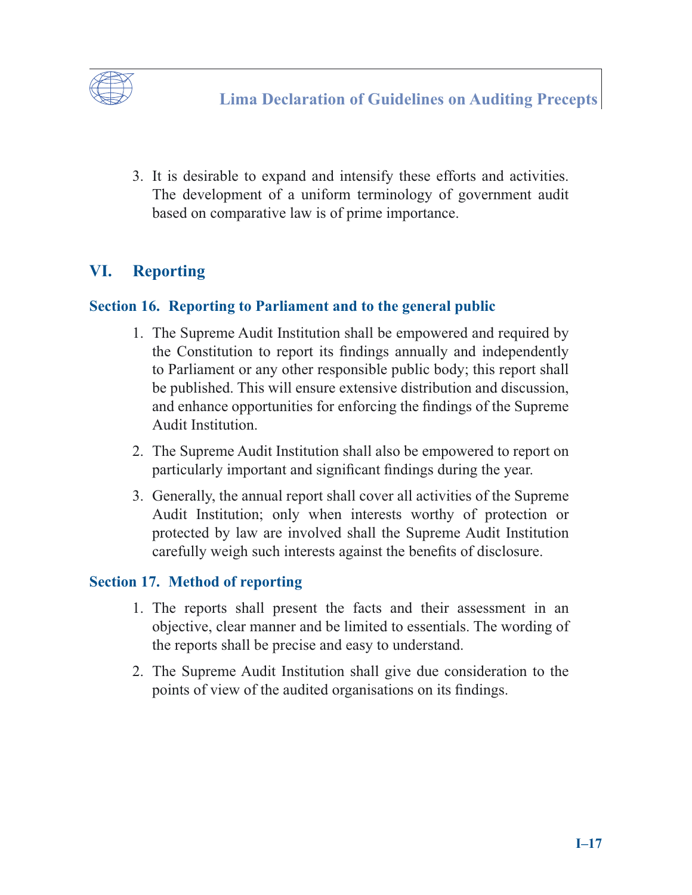3. It is desirable to expand and intensify these efforts and activities. The development of a uniform terminology of government audit based on comparative law is of prime importance.

## VI. Reporting

### Section 16. Reporting to Parliament and to the general public

1. The Supreme Audit Institution shall be empowered and required by the Constitution to report its findings annually and independently to Parliament or any other responsible public body; this report shall be published. This will ensure extensive distribution and discussion, and enhance opportunities for enforcing the findings of the Supreme Audit Institution.

2. The Supreme Audit Institution shall also be empowered to report on particularly important and significant findings during the year.

3. Generally, the annual report shall cover all activities of the Supreme Audit Institution; only when interests worthy of protection or protected by law are involved shall the Supreme Audit Institution carefully weigh such interests against the benefits of disclosure.

### Section 17. Method of reporting

1. The reports shall present the facts and their assessment in an objective, clear manner and be limited to essentials. The wording of the reports shall be precise and easy to understand.

2. The Supreme Audit Institution shall give due consideration to the points of view of the audited organisations on its findings.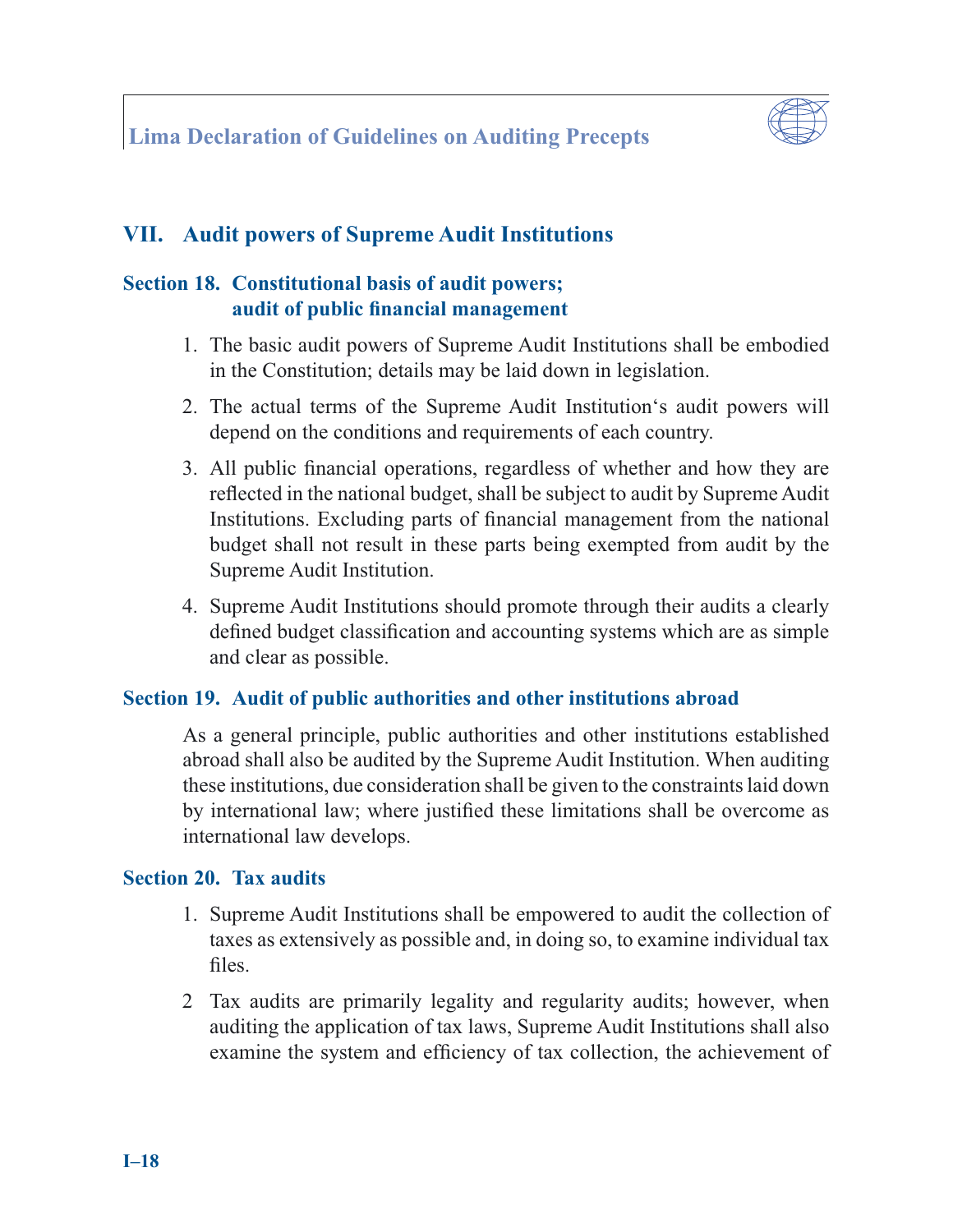## VII. Audit powers of Supreme Audit Institutions

### Section 18. Constitutional basis of audit powers; audit of public financial management

1. The basic audit powers of Supreme Audit Institutions shall be embodied in the Constitution; details may be laid down in legislation.
2. The actual terms of the Supreme Audit Institution's audit powers will depend on the conditions and requirements of each country.
3. All public financial operations, regardless of whether and how they are reflected in the national budget, shall be subject to audit by Supreme Audit Institutions. Excluding parts of financial management from the national budget shall not result in these parts being exempted from audit by the Supreme Audit Institution.
4. Supreme Audit Institutions should promote through their audits a clearly defined budget classification and accounting systems which are as simple and clear as possible.

### Section 19. Audit of public authorities and other institutions abroad

As a general principle, public authorities and other institutions established abroad shall also be audited by the Supreme Audit Institution. When auditing these institutions, due consideration shall be given to the constraints laid down by international law; where justified these limitations shall be overcome as international law develops.

### Section 20. Tax audits

1. Supreme Audit Institutions shall be empowered to audit the collection of taxes as extensively as possible and, in doing so, to examine individual tax files.
2. Tax audits are primarily legality and regularity audits; however, when auditing the application of tax laws, Supreme Audit Institutions shall also examine the system and efficiency of tax collection, the achievement of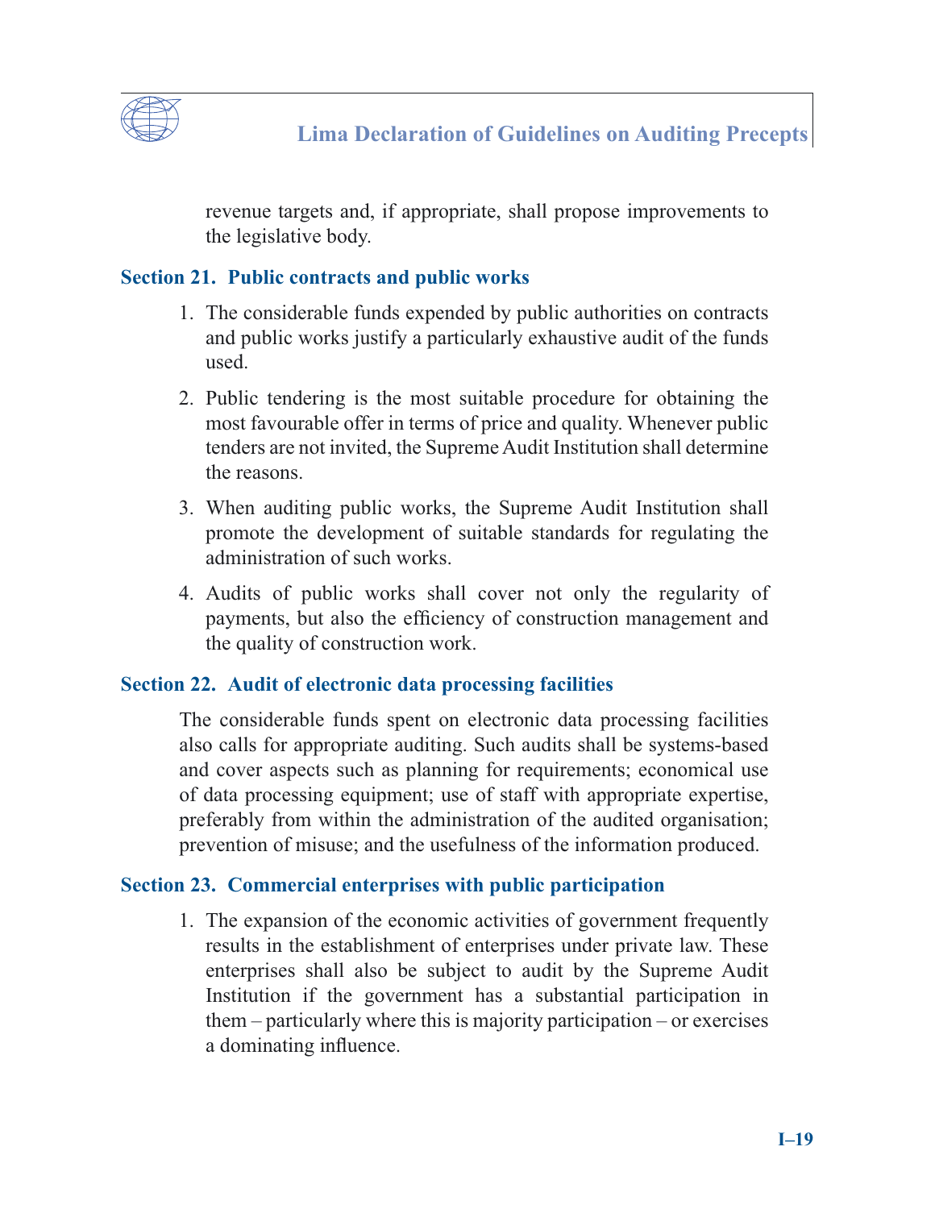revenue targets and, if appropriate, shall propose improvements to the legislative body.

### Section 21. Public contracts and public works

1. The considerable funds expended by public authorities on contracts and public works justify a particularly exhaustive audit of the funds used.
2. Public tendering is the most suitable procedure for obtaining the most favourable offer in terms of price and quality. Whenever public tenders are not invited, the Supreme Audit Institution shall determine the reasons.
3. When auditing public works, the Supreme Audit Institution shall promote the development of suitable standards for regulating the administration of such works.
4. Audits of public works shall cover not only the regularity of payments, but also the efficiency of construction management and the quality of construction work.

### Section 22. Audit of electronic data processing facilities

The considerable funds spent on electronic data processing facilities also calls for appropriate auditing. Such audits shall be systems-based and cover aspects such as planning for requirements; economical use of data processing equipment; use of staff with appropriate expertise, preferably from within the administration of the audited organisation; prevention of misuse; and the usefulness of the information produced.

### Section 23. Commercial enterprises with public participation

1. The expansion of the economic activities of government frequently results in the establishment of enterprises under private law. These enterprises shall also be subject to audit by the Supreme Audit Institution if the government has a substantial participation in them – particularly where this is majority participation – or exercises a dominating influence.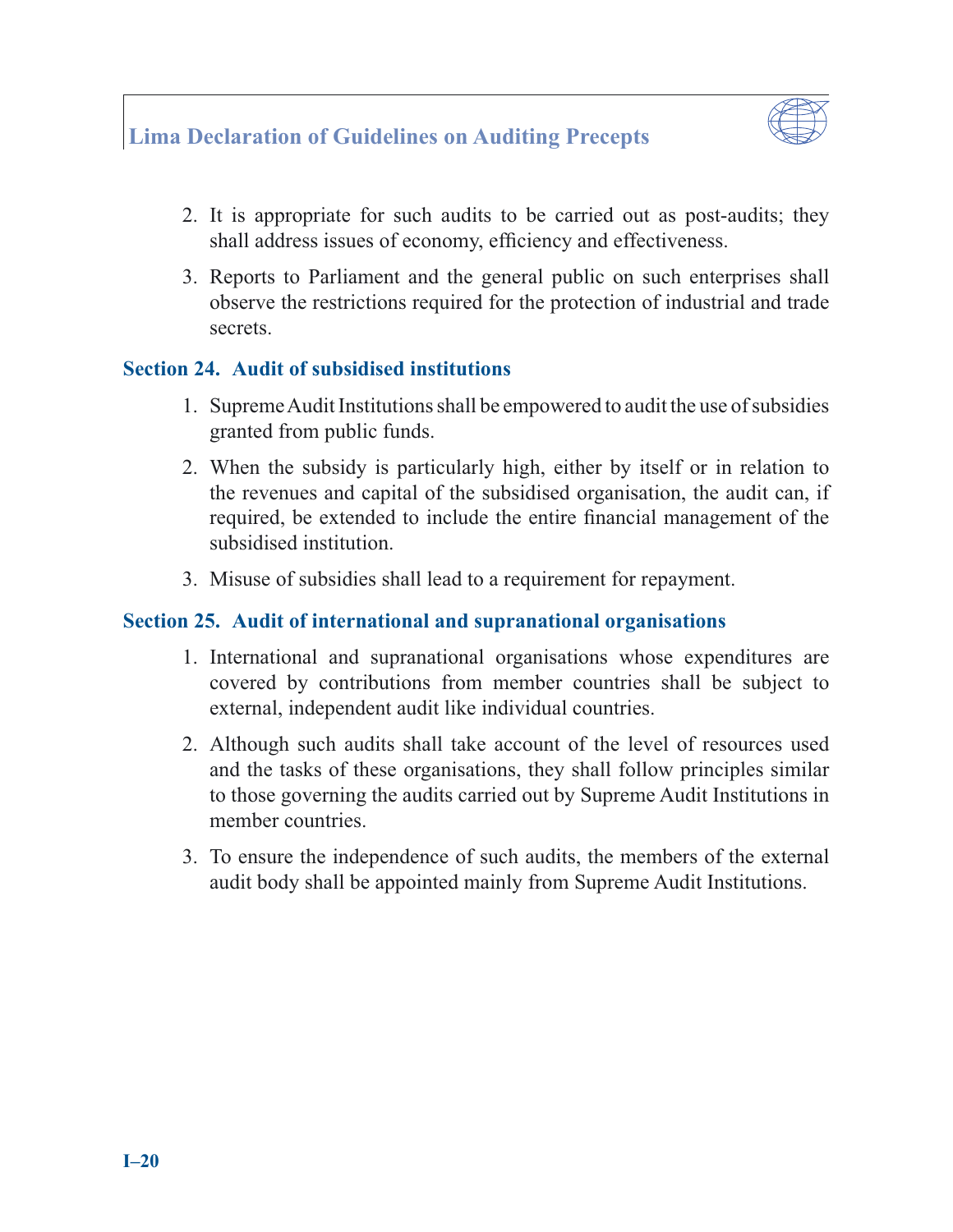2. It is appropriate for such audits to be carried out as post-audits; they shall address issues of economy, efficiency and effectiveness.

3. Reports to Parliament and the general public on such enterprises shall observe the restrictions required for the protection of industrial and trade secrets.

## Section 24. Audit of subsidised institutions

1. Supreme Audit Institutions shall be empowered to audit the use of subsidies granted from public funds.

2. When the subsidy is particularly high, either by itself or in relation to the revenues and capital of the subsidised organisation, the audit can, if required, be extended to include the entire financial management of the subsidised institution.

3. Misuse of subsidies shall lead to a requirement for repayment.

## Section 25. Audit of international and supranational organisations

1. International and supranational organisations whose expenditures are covered by contributions from member countries shall be subject to external, independent audit like individual countries.

2. Although such audits shall take account of the level of resources used and the tasks of these organisations, they shall follow principles similar to those governing the audits carried out by Supreme Audit Institutions in member countries.

3. To ensure the independence of such audits, the members of the external audit body shall be appointed mainly from Supreme Audit Institutions.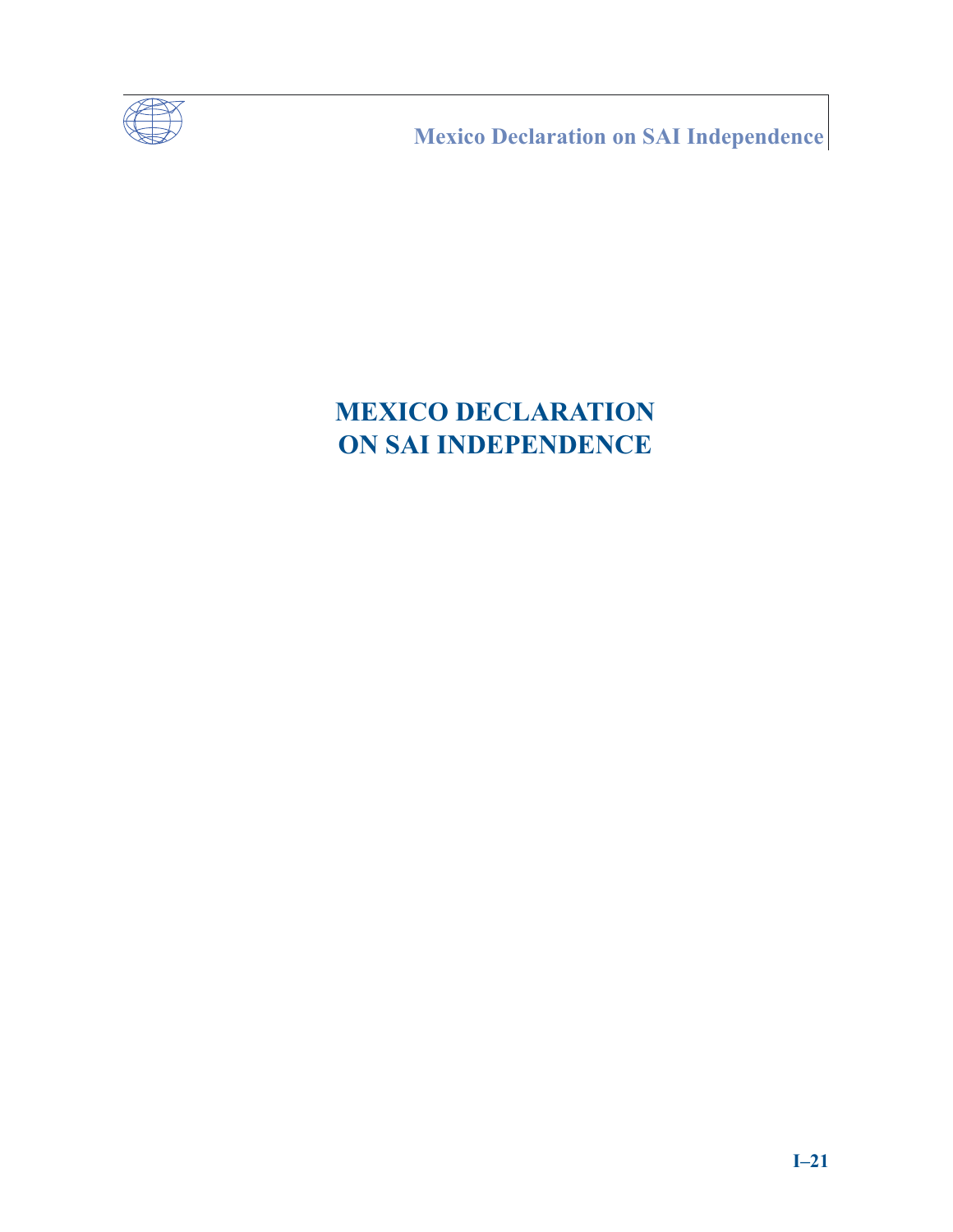# MEXICO DECLARATION ON SAI INDEPENDENCE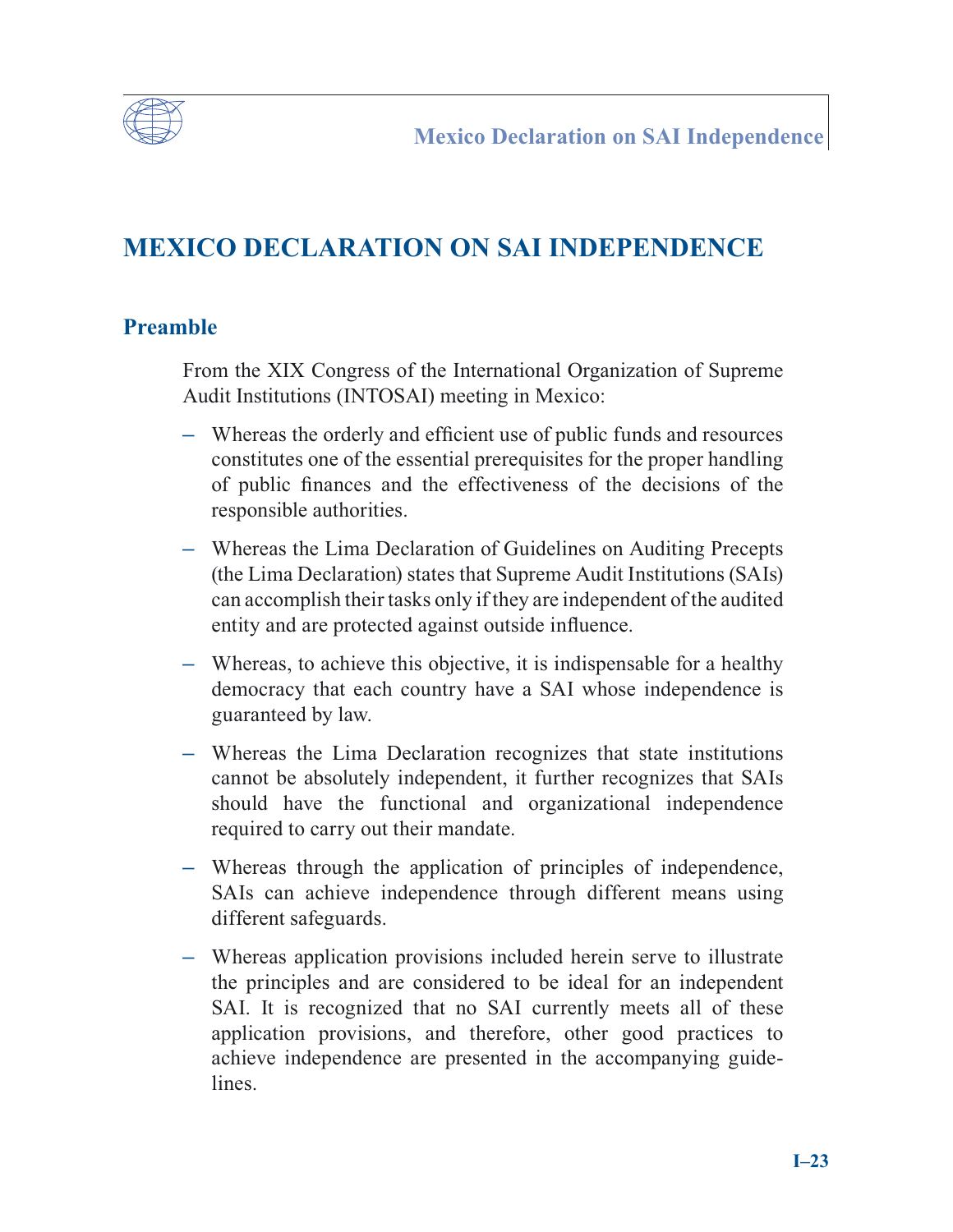# MEXICO DECLARATION ON SAI INDEPENDENCE

## Preamble

From the XIX Congress of the International Organization of Supreme Audit Institutions (INTOSAI) meeting in Mexico:

- Whereas the orderly and efficient use of public funds and resources constitutes one of the essential prerequisites for the proper handling of public finances and the effectiveness of the decisions of the responsible authorities.
- Whereas the Lima Declaration of Guidelines on Auditing Precepts (the Lima Declaration) states that Supreme Audit Institutions (SAIs) can accomplish their tasks only if they are independent of the audited entity and are protected against outside influence.
- Whereas, to achieve this objective, it is indispensable for a healthy democracy that each country have a SAI whose independence is guaranteed by law.
- Whereas the Lima Declaration recognizes that state institutions cannot be absolutely independent, it further recognizes that SAIs should have the functional and organizational independence required to carry out their mandate.
- Whereas through the application of principles of independence, SAIs can achieve independence through different means using different safeguards.
- Whereas application provisions included herein serve to illustrate the principles and are considered to be ideal for an independent SAI. It is recognized that no SAI currently meets all of these application provisions, and therefore, other good practices to achieve independence are presented in the accompanying guidelines.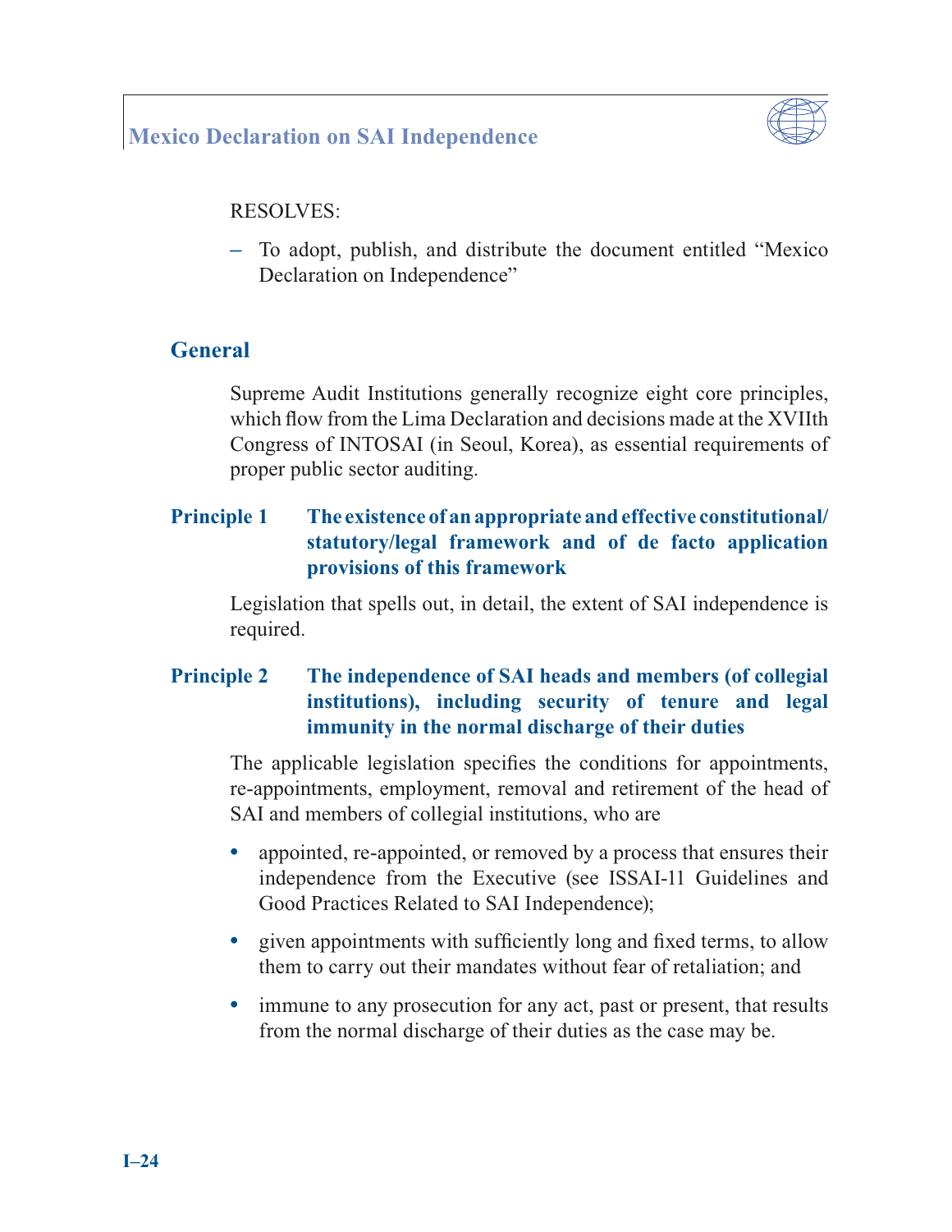RESOLVES:

– To adopt, publish, and distribute the document entitled "Mexico Declaration on Independence"

## General

Supreme Audit Institutions generally recognize eight core principles, which flow from the Lima Declaration and decisions made at the XVIIth Congress of INTOSAI (in Seoul, Korea), as essential requirements of proper public sector auditing.

### Principle 1 The existence of an appropriate and effective constitutional/statutory/legal framework and of de facto application provisions of this framework

Legislation that spells out, in detail, the extent of SAI independence is required.

### Principle 2 The independence of SAI heads and members (of collegial institutions), including security of tenure and legal immunity in the normal discharge of their duties

The applicable legislation specifies the conditions for appointments, re-appointments, employment, removal and retirement of the head of SAI and members of collegial institutions, who are

- appointed, re-appointed, or removed by a process that ensures their independence from the Executive (see ISSAI-11 Guidelines and Good Practices Related to SAI Independence);
- given appointments with sufficiently long and fixed terms, to allow them to carry out their mandates without fear of retaliation; and
- immune to any prosecution for any act, past or present, that results from the normal discharge of their duties as the case may be.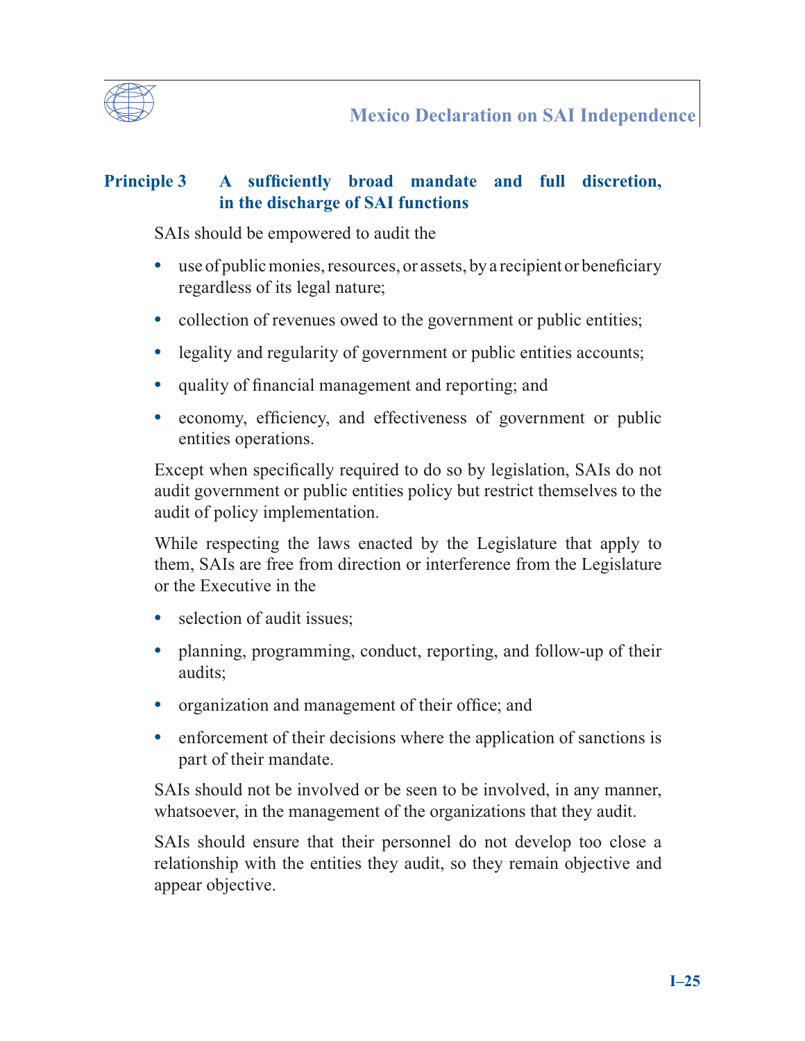## Principle 3 A sufficiently broad mandate and full discretion, in the discharge of SAI functions

SAIs should be empowered to audit the

- use of public monies, resources, or assets, by a recipient or beneficiary regardless of its legal nature;
- collection of revenues owed to the government or public entities;
- legality and regularity of government or public entities accounts;
- quality of financial management and reporting; and
- economy, efficiency, and effectiveness of government or public entities operations.

Except when specifically required to do so by legislation, SAIs do not audit government or public entities policy but restrict themselves to the audit of policy implementation.

While respecting the laws enacted by the Legislature that apply to them, SAIs are free from direction or interference from the Legislature or the Executive in the

- selection of audit issues;
- planning, programming, conduct, reporting, and follow-up of their audits;
- organization and management of their office; and
- enforcement of their decisions where the application of sanctions is part of their mandate.

SAIs should not be involved or be seen to be involved, in any manner, whatsoever, in the management of the organizations that they audit.

SAIs should ensure that their personnel do not develop too close a relationship with the entities they audit, so they remain objective and appear objective.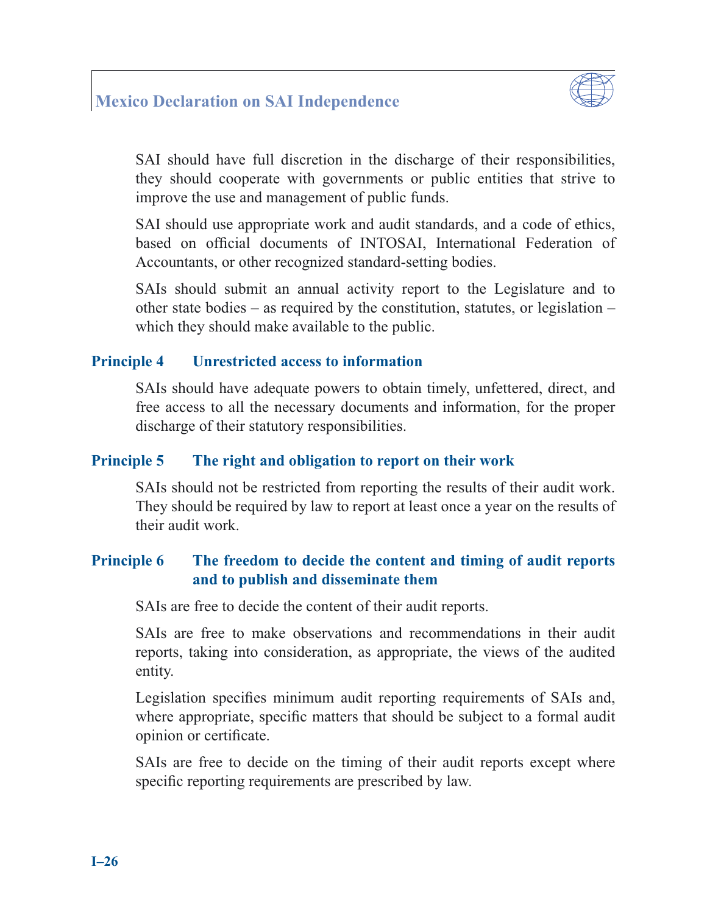SAI should have full discretion in the discharge of their responsibilities, they should cooperate with governments or public entities that strive to improve the use and management of public funds.

SAI should use appropriate work and audit standards, and a code of ethics, based on official documents of INTOSAI, International Federation of Accountants, or other recognized standard-setting bodies.

SAIs should submit an annual activity report to the Legislature and to other state bodies – as required by the constitution, statutes, or legislation – which they should make available to the public.

## Principle 4 Unrestricted access to information

SAIs should have adequate powers to obtain timely, unfettered, direct, and free access to all the necessary documents and information, for the proper discharge of their statutory responsibilities.

## Principle 5 The right and obligation to report on their work

SAIs should not be restricted from reporting the results of their audit work. They should be required by law to report at least once a year on the results of their audit work.

## Principle 6 The freedom to decide the content and timing of audit reports and to publish and disseminate them

SAIs are free to decide the content of their audit reports.

SAIs are free to make observations and recommendations in their audit reports, taking into consideration, as appropriate, the views of the audited entity.

Legislation specifies minimum audit reporting requirements of SAIs and, where appropriate, specific matters that should be subject to a formal audit opinion or certificate.

SAIs are free to decide on the timing of their audit reports except where specific reporting requirements are prescribed by law.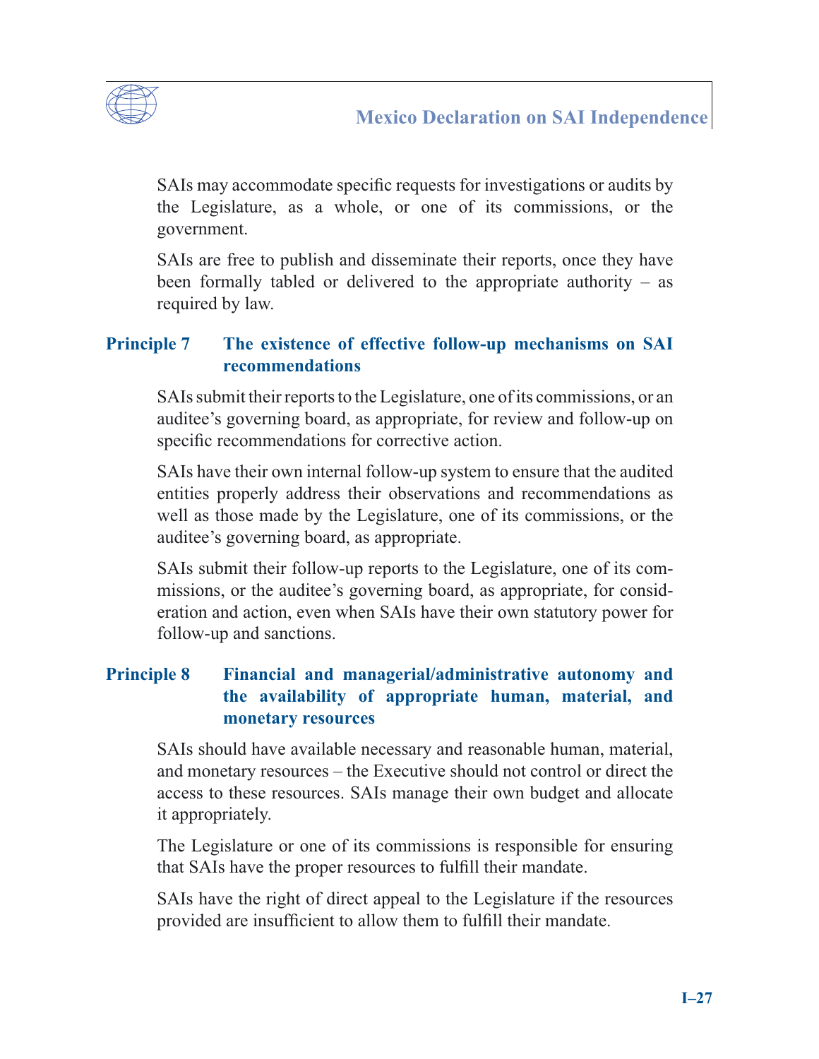SAIs may accommodate specific requests for investigations or audits by the Legislature, as a whole, or one of its commissions, or the government.

SAIs are free to publish and disseminate their reports, once they have been formally tabled or delivered to the appropriate authority – as required by law.

### Principle 7 The existence of effective follow-up mechanisms on SAI recommendations

SAIs submit their reports to the Legislature, one of its commissions, or an auditee's governing board, as appropriate, for review and follow-up on specific recommendations for corrective action.

SAIs have their own internal follow-up system to ensure that the audited entities properly address their observations and recommendations as well as those made by the Legislature, one of its commissions, or the auditee's governing board, as appropriate.

SAIs submit their follow-up reports to the Legislature, one of its commissions, or the auditee's governing board, as appropriate, for consideration and action, even when SAIs have their own statutory power for follow-up and sanctions.

### Principle 8 Financial and managerial/administrative autonomy and the availability of appropriate human, material, and monetary resources

SAIs should have available necessary and reasonable human, material, and monetary resources – the Executive should not control or direct the access to these resources. SAIs manage their own budget and allocate it appropriately.

The Legislature or one of its commissions is responsible for ensuring that SAIs have the proper resources to fulfill their mandate.

SAIs have the right of direct appeal to the Legislature if the resources provided are insufficient to allow them to fulfill their mandate.